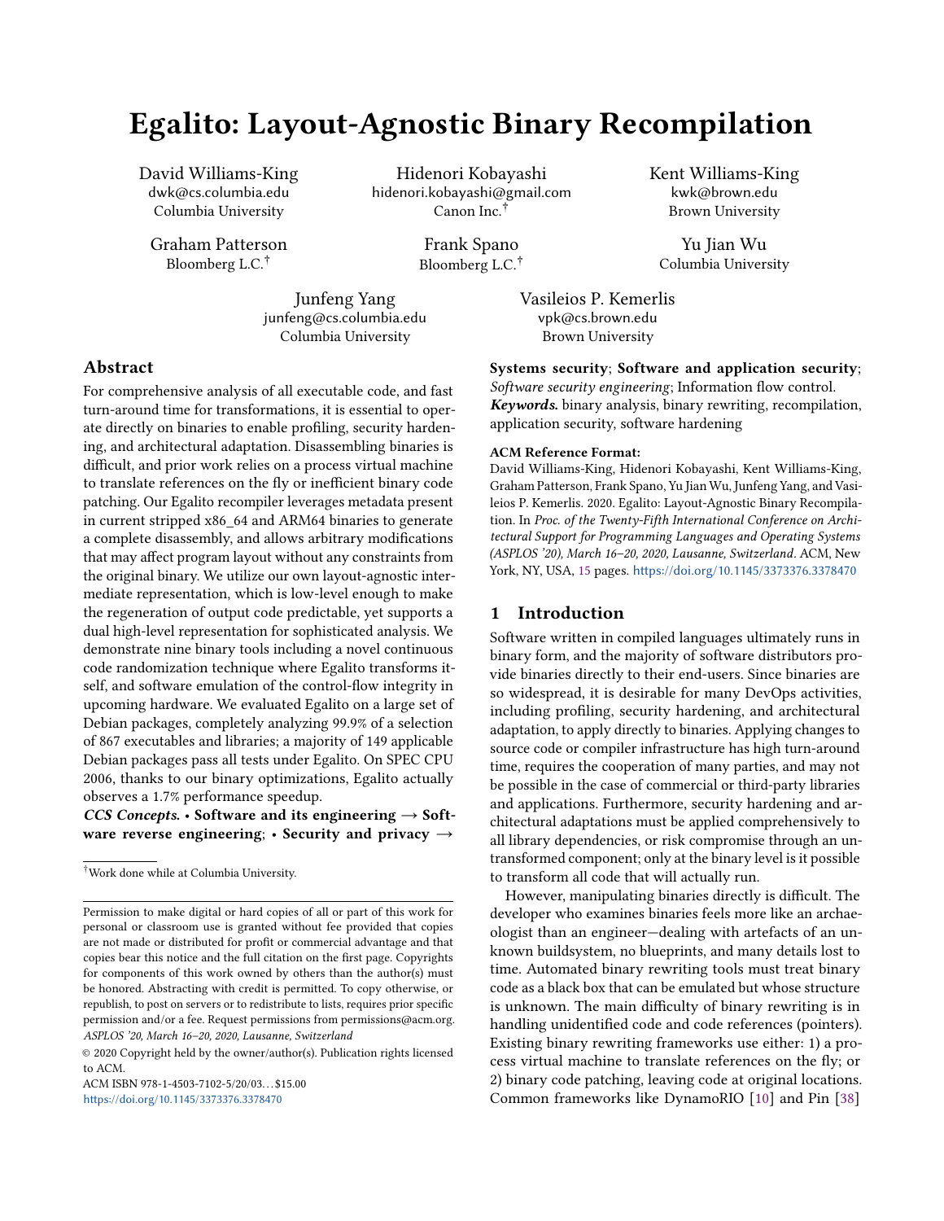# Egalito: Layout-Agnostic Binary Recompilation

David Williams-King
dwk@cs.columbia.edu
Columbia University

Hidenori Kobayashi
hidenori.kobayashi@gmail.com
Canon Inc.[†]

Kent Williams-King
kwk@brown.edu
Brown University

Graham Patterson
Bloomberg L.C.[†]

Frank Spano
Bloomberg L.C.[†]

Yu Jian Wu
Columbia University

Junfeng Yang
junfeng@cs.columbia.edu
Columbia University

Vasileios P. Kemerlis
vpk@cs.brown.edu
Brown University

## Abstract

For comprehensive analysis of all executable code, and fast turn-around time for transformations, it is essential to operate directly on binaries to enable profiling, security hardening, and architectural adaptation. Disassembling binaries is difficult, and prior work relies on a process virtual machine to translate references on the fly or inefficient binary code patching. Our Egalito recompiler leverages metadata present in current stripped x86_64 and ARM64 binaries to generate a complete disassembly, and allows arbitrary modifications that may affect program layout without any constraints from the original binary. We utilize our own layout-agnostic intermediate representation, which is low-level enough to make the regeneration of output code predictable, yet supports a dual high-level representation for sophisticated analysis. We demonstrate nine binary tools including a novel continuous code randomization technique where Egalito transforms itself, and software emulation of the control-flow integrity in upcoming hardware. We evaluated Egalito on a large set of Debian packages, completely analyzing 99.9% of a selection of 867 executables and libraries; a majority of 149 applicable Debian packages pass all tests under Egalito. On SPEC CPU 2006, thanks to our binary optimizations, Egalito actually observes a 1.7% performance speedup.

***CCS Concepts.*** • **Software and its engineering → Software reverse engineering**; • **Security and privacy → Systems security**; **Software and application security**; *Software security engineering*; Information flow control.

***Keywords.*** binary analysis, binary rewriting, recompilation, application security, software hardening

**ACM Reference Format:**
David Williams-King, Hidenori Kobayashi, Kent Williams-King, Graham Patterson, Frank Spano, Yu Jian Wu, Junfeng Yang, and Vasileios P. Kemerlis. 2020. Egalito: Layout-Agnostic Binary Recompilation. In *Proc. of the Twenty-Fifth International Conference on Architectural Support for Programming Languages and Operating Systems (ASPLOS '20), March 16–20, 2020, Lausanne, Switzerland*. ACM, New York, NY, USA, 15 pages. https://doi.org/10.1145/3373376.3378470

[†]Work done while at Columbia University.

Permission to make digital or hard copies of all or part of this work for personal or classroom use is granted without fee provided that copies are not made or distributed for profit or commercial advantage and that copies bear this notice and the full citation on the first page. Copyrights for components of this work owned by others than the author(s) must be honored. Abstracting with credit is permitted. To copy otherwise, or republish, to post on servers or to redistribute to lists, requires prior specific permission and/or a fee. Request permissions from permissions@acm.org.
*ASPLOS '20, March 16–20, 2020, Lausanne, Switzerland*

© 2020 Copyright held by the owner/author(s). Publication rights licensed to ACM.
ACM ISBN 978-1-4503-7102-5/20/03...$15.00
https://doi.org/10.1145/3373376.3378470

## 1 Introduction

Software written in compiled languages ultimately runs in binary form, and the majority of software distributors provide binaries directly to their end-users. Since binaries are so widespread, it is desirable for many DevOps activities, including profiling, security hardening, and architectural adaptation, to apply directly to binaries. Applying changes to source code or compiler infrastructure has high turn-around time, requires the cooperation of many parties, and may not be possible in the case of commercial or third-party libraries and applications. Furthermore, security hardening and architectural adaptations must be applied comprehensively to all library dependencies, or risk compromise through an untransformed component; only at the binary level is it possible to transform all code that will actually run.

However, manipulating binaries directly is difficult. The developer who examines binaries feels more like an archaeologist than an engineer—dealing with artefacts of an unknown buildsystem, no blueprints, and many details lost to time. Automated binary rewriting tools must treat binary code as a black box that can be emulated but whose structure is unknown. The main difficulty of binary rewriting is in handling unidentified code and code references (pointers). Existing binary rewriting frameworks use either: 1) a process virtual machine to translate references on the fly; or 2) binary code patching, leaving code at original locations. Common frameworks like DynamoRIO [10] and Pin [38]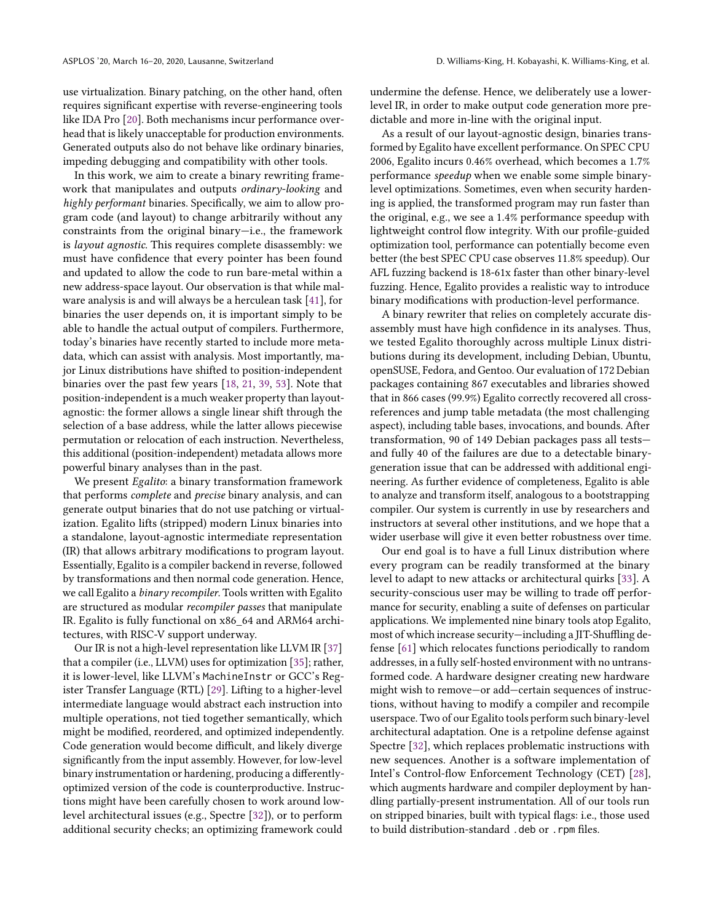use virtualization. Binary patching, on the other hand, often requires significant expertise with reverse-engineering tools like IDA Pro [20]. Both mechanisms incur performance overhead that is likely unacceptable for production environments. Generated outputs also do not behave like ordinary binaries, impeding debugging and compatibility with other tools.

In this work, we aim to create a binary rewriting framework that manipulates and outputs *ordinary-looking* and *highly performant* binaries. Specifically, we aim to allow program code (and layout) to change arbitrarily without any constraints from the original binary—i.e., the framework is *layout agnostic*. This requires complete disassembly: we must have confidence that every pointer has been found and updated to allow the code to run bare-metal within a new address-space layout. Our observation is that while malware analysis is and will always be a herculean task [41], for binaries the user depends on, it is important simply to be able to handle the actual output of compilers. Furthermore, today's binaries have recently started to include more metadata, which can assist with analysis. Most importantly, major Linux distributions have shifted to position-independent binaries over the past few years [18, 21, 39, 53]. Note that position-independent is a much weaker property than layout-agnostic: the former allows a single linear shift through the selection of a base address, while the latter allows piecewise permutation or relocation of each instruction. Nevertheless, this additional (position-independent) metadata allows more powerful binary analyses than in the past.

We present *Egalito*: a binary transformation framework that performs *complete* and *precise* binary analysis, and can generate output binaries that do not use patching or virtualization. Egalito lifts (stripped) modern Linux binaries into a standalone, layout-agnostic intermediate representation (IR) that allows arbitrary modifications to program layout. Essentially, Egalito is a compiler backend in reverse, followed by transformations and then normal code generation. Hence, we call Egalito a *binary recompiler*. Tools written with Egalito are structured as modular *recompiler passes* that manipulate IR. Egalito is fully functional on x86_64 and ARM64 architectures, with RISC-V support underway.

Our IR is not a high-level representation like LLVM IR [37] that a compiler (i.e., LLVM) uses for optimization [35]; rather, it is lower-level, like LLVM's `MachineInstr` or GCC's Register Transfer Language (RTL) [29]. Lifting to a higher-level intermediate language would abstract each instruction into multiple operations, not tied together semantically, which might be modified, reordered, and optimized independently. Code generation would become difficult, and likely diverge significantly from the input assembly. However, for low-level binary instrumentation or hardening, producing a differently-optimized version of the code is counterproductive. Instructions might have been carefully chosen to work around low-level architectural issues (e.g., Spectre [32]), or to perform additional security checks; an optimizing framework could undermine the defense. Hence, we deliberately use a lower-level IR, in order to make output code generation more predictable and more in-line with the original input.

As a result of our layout-agnostic design, binaries transformed by Egalito have excellent performance. On SPEC CPU 2006, Egalito incurs 0.46% overhead, which becomes a 1.7% performance *speedup* when we enable some simple binary-level optimizations. Sometimes, even when security hardening is applied, the transformed program may run faster than the original, e.g., we see a 1.4% performance speedup with lightweight control flow integrity. With our profile-guided optimization tool, performance can potentially become even better (the best SPEC CPU case observes 11.8% speedup). Our AFL fuzzing backend is 18-61x faster than other binary-level fuzzing. Hence, Egalito provides a realistic way to introduce binary modifications with production-level performance.

A binary rewriter that relies on completely accurate disassembly must have high confidence in its analyses. Thus, we tested Egalito thoroughly across multiple Linux distributions during its development, including Debian, Ubuntu, openSUSE, Fedora, and Gentoo. Our evaluation of 172 Debian packages containing 867 executables and libraries showed that in 866 cases (99.9%) Egalito correctly recovered all cross-references and jump table metadata (the most challenging aspect), including table bases, invocations, and bounds. After transformation, 90 of 149 Debian packages pass all tests—and fully 40 of the failures are due to a detectable binary-generation issue that can be addressed with additional engineering. As further evidence of completeness, Egalito is able to analyze and transform itself, analogous to a bootstrapping compiler. Our system is currently in use by researchers and instructors at several other institutions, and we hope that a wider userbase will give it even better robustness over time.

Our end goal is to have a full Linux distribution where every program can be readily transformed at the binary level to adapt to new attacks or architectural quirks [33]. A security-conscious user may be willing to trade off performance for security, enabling a suite of defenses on particular applications. We implemented nine binary tools atop Egalito, most of which increase security—including a JIT-Shuffling defense [61] which relocates functions periodically to random addresses, in a fully self-hosted environment with no untransformed code. A hardware designer creating new hardware might wish to remove—or add—certain sequences of instructions, without having to modify a compiler and recompile userspace. Two of our Egalito tools perform such binary-level architectural adaptation. One is a retpoline defense against Spectre [32], which replaces problematic instructions with new sequences. Another is a software implementation of Intel's Control-flow Enforcement Technology (CET) [28], which augments hardware and compiler deployment by handling partially-present instrumentation. All of our tools run on stripped binaries, built with typical flags: i.e., those used to build distribution-standard `.deb` or `.rpm` files.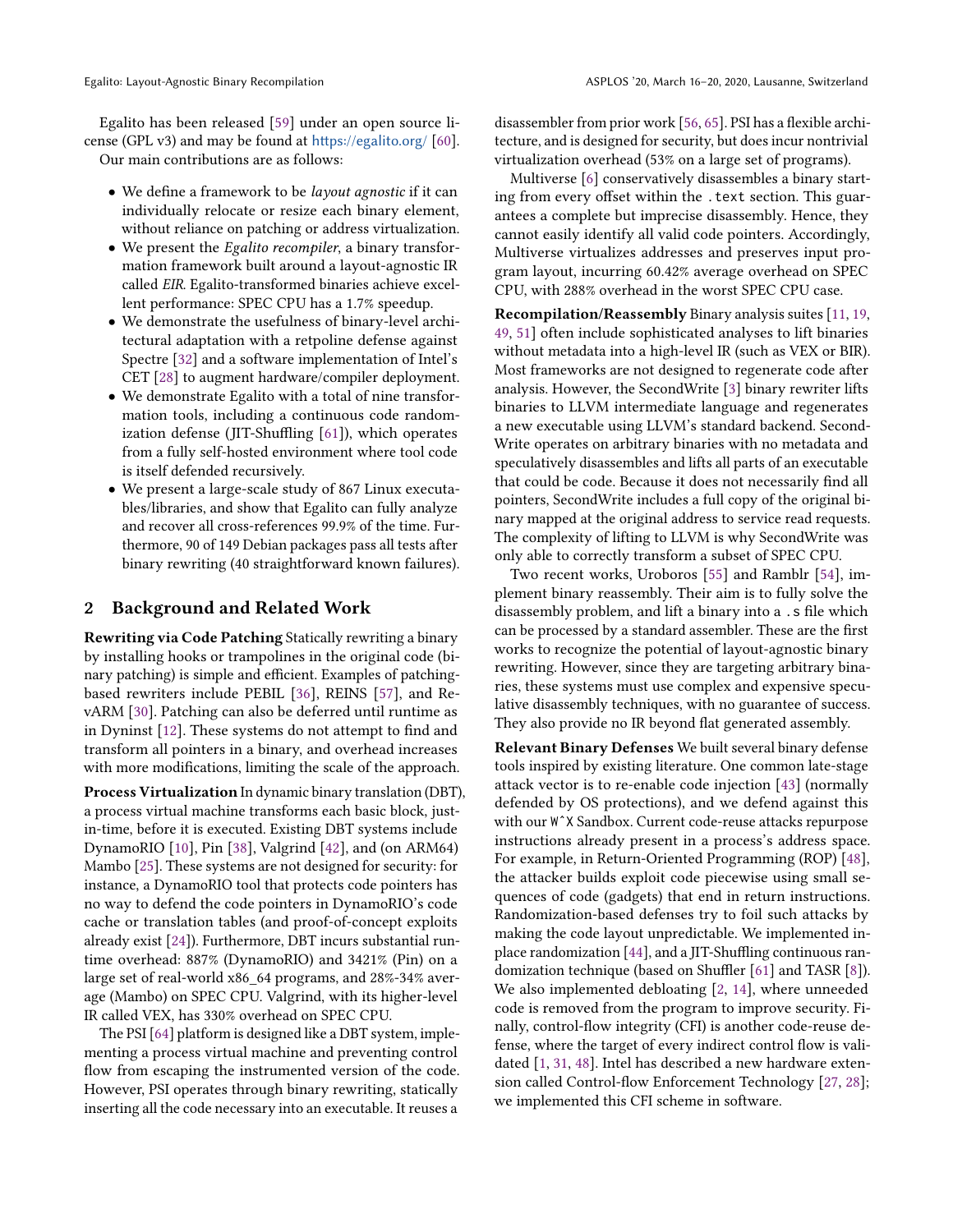Egalito has been released [59] under an open source license (GPL v3) and may be found at https://egalito.org/ [60].

Our main contributions are as follows:

- We define a framework to be *layout agnostic* if it can individually relocate or resize each binary element, without reliance on patching or address virtualization.
- We present the *Egalito recompiler*, a binary transformation framework built around a layout-agnostic IR called *EIR*. Egalito-transformed binaries achieve excellent performance: SPEC CPU has a 1.7% speedup.
- We demonstrate the usefulness of binary-level architectural adaptation with a retpoline defense against Spectre [32] and a software implementation of Intel's CET [28] to augment hardware/compiler deployment.
- We demonstrate Egalito with a total of nine transformation tools, including a continuous code randomization defense (JIT-Shuffling [61]), which operates from a fully self-hosted environment where tool code is itself defended recursively.
- We present a large-scale study of 867 Linux executables/libraries, and show that Egalito can fully analyze and recover all cross-references 99.9% of the time. Furthermore, 90 of 149 Debian packages pass all tests after binary rewriting (40 straightforward known failures).

## 2 Background and Related Work

**Rewriting via Code Patching** Statically rewriting a binary by installing hooks or trampolines in the original code (binary patching) is simple and efficient. Examples of patching-based rewriters include PEBIL [36], REINS [57], and RevARM [30]. Patching can also be deferred until runtime as in Dyninst [12]. These systems do not attempt to find and transform all pointers in a binary, and overhead increases with more modifications, limiting the scale of the approach.

**Process Virtualization** In dynamic binary translation (DBT), a process virtual machine transforms each basic block, just-in-time, before it is executed. Existing DBT systems include DynamoRIO [10], Pin [38], Valgrind [42], and (on ARM64) Mambo [25]. These systems are not designed for security: for instance, a DynamoRIO tool that protects code pointers has no way to defend the code pointers in DynamoRIO's code cache or translation tables (and proof-of-concept exploits already exist [24]). Furthermore, DBT incurs substantial runtime overhead: 887% (DynamoRIO) and 3421% (Pin) on a large set of real-world x86_64 programs, and 28%-34% average (Mambo) on SPEC CPU. Valgrind, with its higher-level IR called VEX, has 330% overhead on SPEC CPU.

The PSI [64] platform is designed like a DBT system, implementing a process virtual machine and preventing control flow from escaping the instrumented version of the code. However, PSI operates through binary rewriting, statically inserting all the code necessary into an executable. It reuses a disassembler from prior work [56, 65]. PSI has a flexible architecture, and is designed for security, but does incur nontrivial virtualization overhead (53% on a large set of programs).

Multiverse [6] conservatively disassembles a binary starting from every offset within the `.text` section. This guarantees a complete but imprecise disassembly. Hence, they cannot easily identify all valid code pointers. Accordingly, Multiverse virtualizes addresses and preserves input program layout, incurring 60.42% average overhead on SPEC CPU, with 288% overhead in the worst SPEC CPU case.

**Recompilation/Reassembly** Binary analysis suites [11, 19, 49, 51] often include sophisticated analyses to lift binaries without metadata into a high-level IR (such as VEX or BIR). Most frameworks are not designed to regenerate code after analysis. However, the SecondWrite [3] binary rewriter lifts binaries to LLVM intermediate language and regenerates a new executable using LLVM's standard backend. SecondWrite operates on arbitrary binaries with no metadata and speculatively disassembles and lifts all parts of an executable that could be code. Because it does not necessarily find all pointers, SecondWrite includes a full copy of the original binary mapped at the original address to service read requests. The complexity of lifting to LLVM is why SecondWrite was only able to correctly transform a subset of SPEC CPU.

Two recent works, Uroboros [55] and Ramblr [54], implement binary reassembly. Their aim is to fully solve the disassembly problem, and lift a binary into a `.s` file which can be processed by a standard assembler. These are the first works to recognize the potential of layout-agnostic binary rewriting. However, since they are targeting arbitrary binaries, these systems must use complex and expensive speculative disassembly techniques, with no guarantee of success. They also provide no IR beyond flat generated assembly.

**Relevant Binary Defenses** We built several binary defense tools inspired by existing literature. One common late-stage attack vector is to re-enable code injection [43] (normally defended by OS protections), and we defend against this with our `W^X` Sandbox. Current code-reuse attacks repurpose instructions already present in a process's address space. For example, in Return-Oriented Programming (ROP) [48], the attacker builds exploit code piecewise using small sequences of code (gadgets) that end in return instructions. Randomization-based defenses try to foil such attacks by making the code layout unpredictable. We implemented in-place randomization [44], and a JIT-Shuffling continuous randomization technique (based on Shuffler [61] and TASR [8]). We also implemented debloating [2, 14], where unneeded code is removed from the program to improve security. Finally, control-flow integrity (CFI) is another code-reuse defense, where the target of every indirect control flow is validated [1, 31, 48]. Intel has described a new hardware extension called Control-flow Enforcement Technology [27, 28]; we implemented this CFI scheme in software.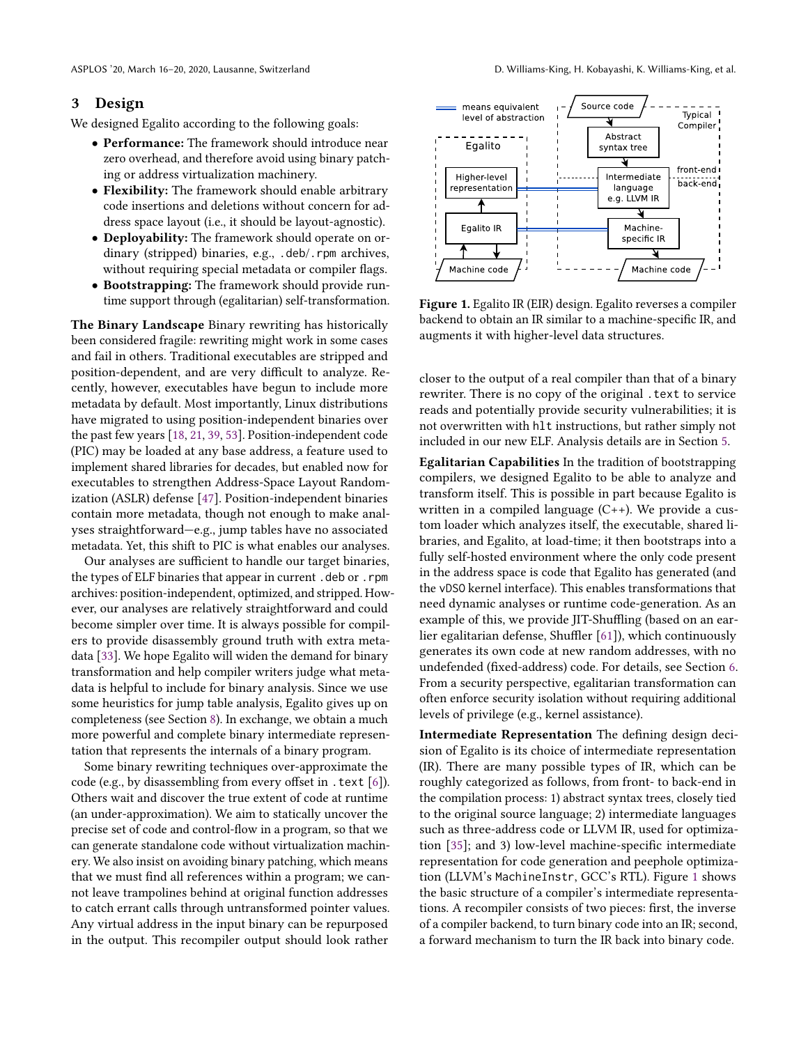## 3 Design

We designed Egalito according to the following goals:

- **Performance:** The framework should introduce near zero overhead, and therefore avoid using binary patching or address virtualization machinery.
- **Flexibility:** The framework should enable arbitrary code insertions and deletions without concern for address space layout (i.e., it should be layout-agnostic).
- **Deployability:** The framework should operate on ordinary (stripped) binaries, e.g., .deb/.rpm archives, without requiring special metadata or compiler flags.
- **Bootstrapping:** The framework should provide runtime support through (egalitarian) self-transformation.

**The Binary Landscape** Binary rewriting has historically been considered fragile: rewriting might work in some cases and fail in others. Traditional executables are stripped and position-dependent, and are very difficult to analyze. Recently, however, executables have begun to include more metadata by default. Most importantly, Linux distributions have migrated to using position-independent binaries over the past few years [18, 21, 39, 53]. Position-independent code (PIC) may be loaded at any base address, a feature used to implement shared libraries for decades, but enabled now for executables to strengthen Address-Space Layout Randomization (ASLR) defense [47]. Position-independent binaries contain more metadata, though not enough to make analyses straightforward—e.g., jump tables have no associated metadata. Yet, this shift to PIC is what enables our analyses.

Our analyses are sufficient to handle our target binaries, the types of ELF binaries that appear in current .deb or .rpm archives: position-independent, optimized, and stripped. However, our analyses are relatively straightforward and could become simpler over time. It is always possible for compilers to provide disassembly ground truth with extra metadata [33]. We hope Egalito will widen the demand for binary transformation and help compiler writers judge what metadata is helpful to include for binary analysis. Since we use some heuristics for jump table analysis, Egalito gives up on completeness (see Section 8). In exchange, we obtain a much more powerful and complete binary intermediate representation that represents the internals of a binary program.

Some binary rewriting techniques over-approximate the code (e.g., by disassembling from every offset in .text [6]). Others wait and discover the true extent of code at runtime (an under-approximation). We aim to statically uncover the precise set of code and control-flow in a program, so that we can generate standalone code without virtualization machinery. We also insist on avoiding binary patching, which means that we must find all references within a program; we cannot leave trampolines behind at original function addresses to catch errant calls through untransformed pointer values. Any virtual address in the input binary can be repurposed in the output. This recompiler output should look rather closer to the output of a real compiler than that of a binary rewriter. There is no copy of the original .text to service reads and potentially provide security vulnerabilities; it is not overwritten with hlt instructions, but rather simply not included in our new ELF. Analysis details are in Section 5.

**Figure 1.** Egalito IR (EIR) design. Egalito reverses a compiler backend to obtain an IR similar to a machine-specific IR, and augments it with higher-level data structures.

**Egalitarian Capabilities** In the tradition of bootstrapping compilers, we designed Egalito to be able to analyze and transform itself. This is possible in part because Egalito is written in a compiled language (C++). We provide a custom loader which analyzes itself, the executable, shared libraries, and Egalito, at load-time; it then bootstraps into a fully self-hosted environment where the only code present in the address space is code that Egalito has generated (and the vDSO kernel interface). This enables transformations that need dynamic analyses or runtime code-generation. As an example of this, we provide JIT-Shuffling (based on an earlier egalitarian defense, Shuffler [61]), which continuously generates its own code at new random addresses, with no undefended (fixed-address) code. For details, see Section 6. From a security perspective, egalitarian transformation can often enforce security isolation without requiring additional levels of privilege (e.g., kernel assistance).

**Intermediate Representation** The defining design decision of Egalito is its choice of intermediate representation (IR). There are many possible types of IR, which can be roughly categorized as follows, from front- to back-end in the compilation process: 1) abstract syntax trees, closely tied to the original source language; 2) intermediate languages such as three-address code or LLVM IR, used for optimization [35]; and 3) low-level machine-specific intermediate representation for code generation and peephole optimization (LLVM's MachineInstr, GCC's RTL). Figure 1 shows the basic structure of a compiler's intermediate representations. A recompiler consists of two pieces: first, the inverse of a compiler backend, to turn binary code into an IR; second, a forward mechanism to turn the IR back into binary code.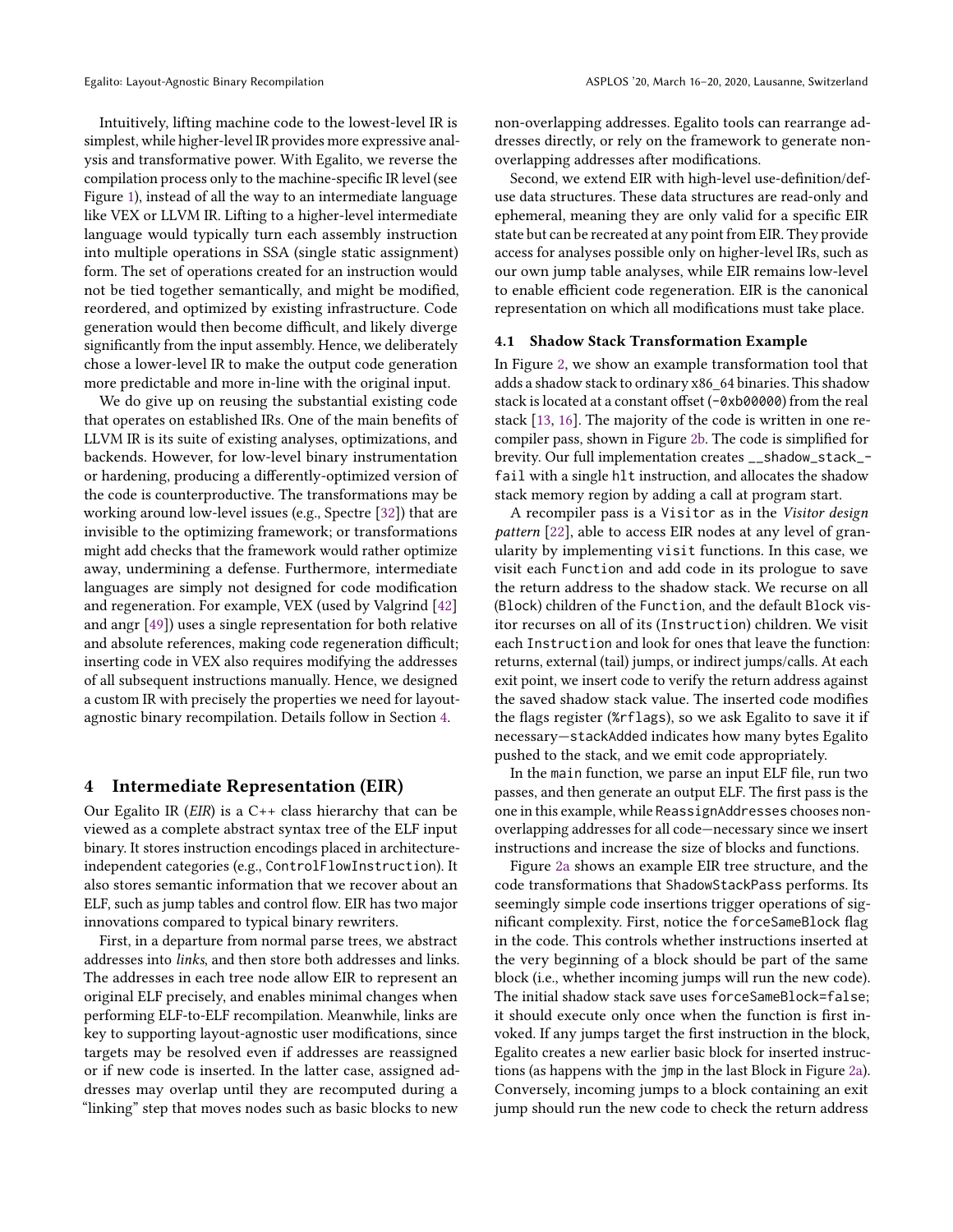Intuitively, lifting machine code to the lowest-level IR is simplest, while higher-level IR provides more expressive analysis and transformative power. With Egalito, we reverse the compilation process only to the machine-specific IR level (see Figure 1), instead of all the way to an intermediate language like VEX or LLVM IR. Lifting to a higher-level intermediate language would typically turn each assembly instruction into multiple operations in SSA (single static assignment) form. The set of operations created for an instruction would not be tied together semantically, and might be modified, reordered, and optimized by existing infrastructure. Code generation would then become difficult, and likely diverge significantly from the input assembly. Hence, we deliberately chose a lower-level IR to make the output code generation more predictable and more in-line with the original input.

We do give up on reusing the substantial existing code that operates on established IRs. One of the main benefits of LLVM IR is its suite of existing analyses, optimizations, and backends. However, for low-level binary instrumentation or hardening, producing a differently-optimized version of the code is counterproductive. The transformations may be working around low-level issues (e.g., Spectre [32]) that are invisible to the optimizing framework; or transformations might add checks that the framework would rather optimize away, undermining a defense. Furthermore, intermediate languages are simply not designed for code modification and regeneration. For example, VEX (used by Valgrind [42] and angr [49]) uses a single representation for both relative and absolute references, making code regeneration difficult; inserting code in VEX also requires modifying the addresses of all subsequent instructions manually. Hence, we designed a custom IR with precisely the properties we need for layout-agnostic binary recompilation. Details follow in Section 4.

# 4 Intermediate Representation (EIR)

Our Egalito IR (*EIR*) is a C++ class hierarchy that can be viewed as a complete abstract syntax tree of the ELF input binary. It stores instruction encodings placed in architecture-independent categories (e.g., ControlFlowInstruction). It also stores semantic information that we recover about an ELF, such as jump tables and control flow. EIR has two major innovations compared to typical binary rewriters.

First, in a departure from normal parse trees, we abstract addresses into *links*, and then store both addresses and links. The addresses in each tree node allow EIR to represent an original ELF precisely, and enables minimal changes when performing ELF-to-ELF recompilation. Meanwhile, links are key to supporting layout-agnostic user modifications, since targets may be resolved even if addresses are reassigned or if new code is inserted. In the latter case, assigned addresses may overlap until they are recomputed during a "linking" step that moves nodes such as basic blocks to new non-overlapping addresses. Egalito tools can rearrange addresses directly, or rely on the framework to generate non-overlapping addresses after modifications.

Second, we extend EIR with high-level use-definition/def-use data structures. These data structures are read-only and ephemeral, meaning they are only valid for a specific EIR state but can be recreated at any point from EIR. They provide access for analyses possible only on higher-level IRs, such as our own jump table analyses, while EIR remains low-level to enable efficient code regeneration. EIR is the canonical representation on which all modifications must take place.

## 4.1 Shadow Stack Transformation Example

In Figure 2, we show an example transformation tool that adds a shadow stack to ordinary x86_64 binaries. This shadow stack is located at a constant offset (-0xb00000) from the real stack [13, 16]. The majority of the code is written in one recompiler pass, shown in Figure 2b. The code is simplified for brevity. Our full implementation creates __shadow_stack_fail with a single hlt instruction, and allocates the shadow stack memory region by adding a call at program start.

A recompiler pass is a Visitor as in the *Visitor design pattern* [22], able to access EIR nodes at any level of granularity by implementing visit functions. In this case, we visit each Function and add code in its prologue to save the return address to the shadow stack. We recurse on all (Block) children of the Function, and the default Block visitor recurses on all of its (Instruction) children. We visit each Instruction and look for ones that leave the function: returns, external (tail) jumps, or indirect jumps/calls. At each exit point, we insert code to verify the return address against the saved shadow stack value. The inserted code modifies the flags register (%rflags), so we ask Egalito to save it if necessary—stackAdded indicates how many bytes Egalito pushed to the stack, and we emit code appropriately.

In the main function, we parse an input ELF file, run two passes, and then generate an output ELF. The first pass is the one in this example, while ReassignAddresses chooses non-overlapping addresses for all code—necessary since we insert instructions and increase the size of blocks and functions.

Figure 2a shows an example EIR tree structure, and the code transformations that ShadowStackPass performs. Its seemingly simple code insertions trigger operations of significant complexity. First, notice the forceSameBlock flag in the code. This controls whether instructions inserted at the very beginning of a block should be part of the same block (i.e., whether incoming jumps will run the new code). The initial shadow stack save uses forceSameBlock=false; it should execute only once when the function is first invoked. If any jumps target the first instruction in the block, Egalito creates a new earlier basic block for inserted instructions (as happens with the jmp in the last Block in Figure 2a). Conversely, incoming jumps to a block containing an exit jump should run the new code to check the return address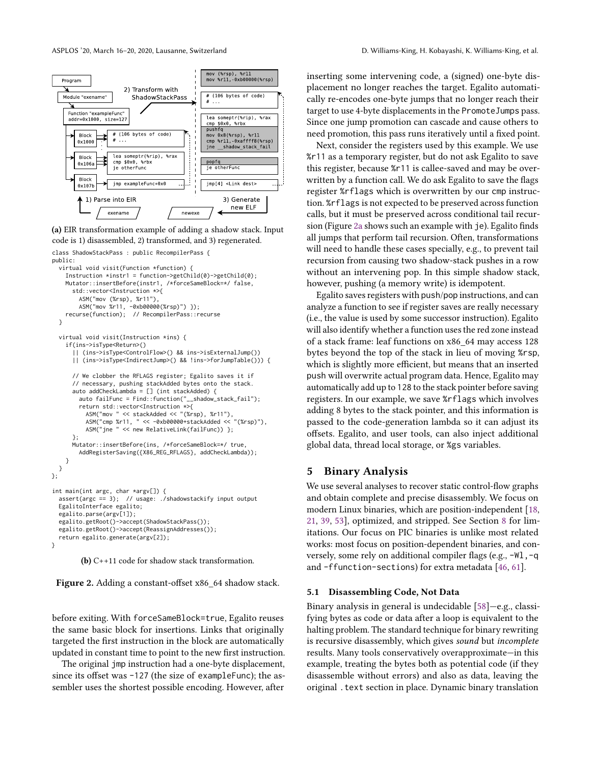(a) EIR transformation example of adding a shadow stack. Input code is 1) disassembled, 2) transformed, and 3) regenerated.

```
class ShadowStackPass : public RecompilerPass {
public:
  virtual void visit(Function *function) {
    Instruction *instr1 = function->getChild(0)->getChild(0);
    Mutator::insertBefore(instr1, /*forceSameBlock=*/ false,
      std::vector<Instruction *>{
        ASM("mov (%rsp), %r11"),
        ASM("mov %r11, -0xb00000(%rsp)") });
    recurse(function);  // RecompilerPass::recurse
  }

  virtual void visit(Instruction *ins) {
    if(ins->isType<Return>()
      || (ins->isType<ControlFlow>() && ins->isExternalJump())
      || (ins->isType<IndirectJump>() && !ins->forJumpTable())) {

      // We clobber the RFLAGS register; Egalito saves it if
      // necessary, pushing stackAdded bytes onto the stack.
      auto addCheckLambda = [] (int stackAdded) {
        auto failFunc = Find::function("__shadow_stack_fail");
        return std::vector<Instruction *>{
          ASM("mov " << stackAdded << "(%rsp), %r11"),
          ASM("cmp %r11, " << -0xb00000+stackAdded << "(%rsp)"),
          ASM("jne " << new RelativeLink(failFunc)) };
      };
      Mutator::insertBefore(ins, /*forceSameBlock=*/ true,
        AddRegisterSaving({X86_REG_RFLAGS}, addCheckLambda));
    }
  }
};

int main(int argc, char *argv[]) {
  assert(argc == 3);  // usage: ./shadowstackify input output
  EgalitoInterface egalito;
  egalito.parse(argv[1]);
  egalito.getRoot()->accept(ShadowStackPass());
  egalito.getRoot()->accept(ReassignAddresses());
  return egalito.generate(argv[2]);
}
```

(b) C++11 code for shadow stack transformation.

**Figure 2.** Adding a constant-offset x86_64 shadow stack.

before exiting. With forceSameBlock=true, Egalito reuses the same basic block for insertions. Links that originally targeted the first instruction in the block are automatically updated in constant time to point to the new first instruction.

The original jmp instruction had a one-byte displacement, since its offset was -127 (the size of exampleFunc); the assembler uses the shortest possible encoding. However, after inserting some intervening code, a (signed) one-byte displacement no longer reaches the target. Egalito automatically re-encodes one-byte jumps that no longer reach their target to use 4-byte displacements in the PromoteJumps pass. Since one jump promotion can cascade and cause others to need promotion, this pass runs iteratively until a fixed point.

Next, consider the registers used by this example. We use %r11 as a temporary register, but do not ask Egalito to save this register, because %r11 is callee-saved and may be overwritten by a function call. We do ask Egalito to save the flags register %rflags which is overwritten by our cmp instruction. %rflags is not expected to be preserved across function calls, but it must be preserved across conditional tail recursion (Figure 2a shows such an example with je). Egalito finds all jumps that perform tail recursion. Often, transformations will need to handle these cases specially, e.g., to prevent tail recursion from causing two shadow-stack pushes in a row without an intervening pop. In this simple shadow stack, however, pushing (a memory write) is idempotent.

Egalito saves registers with push/pop instructions, and can analyze a function to see if register saves are really necessary (i.e., the value is used by some successor instruction). Egalito will also identify whether a function uses the red zone instead of a stack frame: leaf functions on x86_64 may access 128 bytes beyond the top of the stack in lieu of moving %rsp, which is slightly more efficient, but means that an inserted push will overwrite actual program data. Hence, Egalito may automatically add up to 128 to the stack pointer before saving registers. In our example, we save %rflags which involves adding 8 bytes to the stack pointer, and this information is passed to the code-generation lambda so it can adjust its offsets. Egalito, and user tools, can also inject additional global data, thread local storage, or %gs variables.

## 5 Binary Analysis

We use several analyses to recover static control-flow graphs and obtain complete and precise disassembly. We focus on modern Linux binaries, which are position-independent [18, 21, 39, 53], optimized, and stripped. See Section 8 for limitations. Our focus on PIC binaries is unlike most related works: most focus on position-dependent binaries, and conversely, some rely on additional compiler flags (e.g., -Wl,-q and -ffunction-sections) for extra metadata [46, 61].

### 5.1 Disassembling Code, Not Data

Binary analysis in general is undecidable [58]—e.g., classifying bytes as code or data after a loop is equivalent to the halting problem. The standard technique for binary rewriting is recursive disassembly, which gives *sound* but *incomplete* results. Many tools conservatively overapproximate—in this example, treating the bytes both as potential code (if they disassemble without errors) and also as data, leaving the original .text section in place. Dynamic binary translation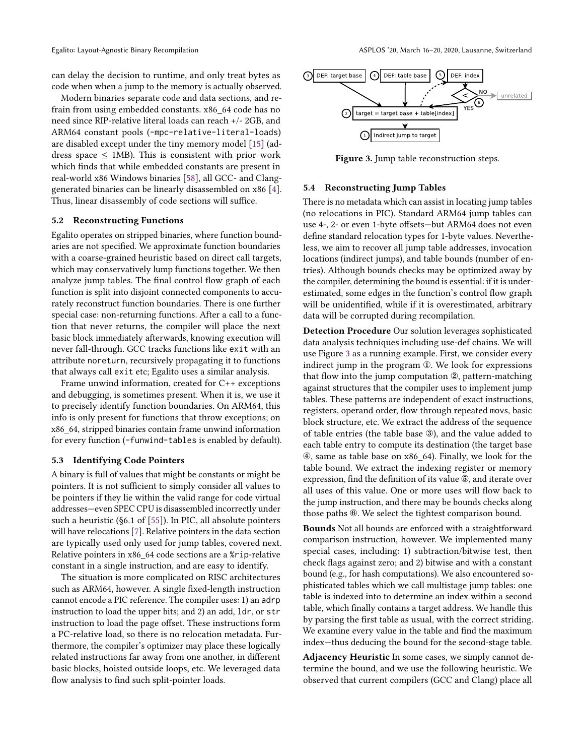can delay the decision to runtime, and only treat bytes as code when when a jump to the memory is actually observed.

Modern binaries separate code and data sections, and refrain from using embedded constants. x86_64 code has no need since RIP-relative literal loads can reach +/- 2GB, and ARM64 constant pools (`-mpc-relative-literal-loads`) are disabled except under the tiny memory model [15] (address space $\leq$ 1MB). This is consistent with prior work which finds that while embedded constants are present in real-world x86 Windows binaries [58], all GCC- and Clang-generated binaries can be linearly disassembled on x86 [4]. Thus, linear disassembly of code sections will suffice.

### 5.2 Reconstructing Functions

Egalito operates on stripped binaries, where function boundaries are not specified. We approximate function boundaries with a coarse-grained heuristic based on direct call targets, which may conservatively lump functions together. We then analyze jump tables. The final control flow graph of each function is split into disjoint connected components to accurately reconstruct function boundaries. There is one further special case: non-returning functions. After a call to a function that never returns, the compiler will place the next basic block immediately afterwards, knowing execution will never fall-through. GCC tracks functions like `exit` with an attribute `noreturn`, recursively propagating it to functions that always call `exit` etc; Egalito uses a similar analysis.

Frame unwind information, created for C++ exceptions and debugging, is sometimes present. When it is, we use it to precisely identify function boundaries. On ARM64, this info is only present for functions that throw exceptions; on x86_64, stripped binaries contain frame unwind information for every function (`-funwind-tables` is enabled by default).

### 5.3 Identifying Code Pointers

A binary is full of values that might be constants or might be pointers. It is not sufficient to simply consider all values to be pointers if they lie within the valid range for code virtual addresses—even SPEC CPU is disassembled incorrectly under such a heuristic (§6.1 of [55]). In PIC, all absolute pointers will have relocations [7]. Relative pointers in the data section are typically used only used for jump tables, covered next. Relative pointers in x86_64 code sections are a `%rip`-relative constant in a single instruction, and are easy to identify.

The situation is more complicated on RISC architectures such as ARM64, however. A single fixed-length instruction cannot encode a PIC reference. The compiler uses: 1) an `adrp` instruction to load the upper bits; and 2) an `add`, `ldr`, or `str` instruction to load the page offset. These instructions form a PC-relative load, so there is no relocation metadata. Furthermore, the compiler's optimizer may place these logically related instructions far away from one another, in different basic blocks, hoisted outside loops, etc. We leveraged data flow analysis to find such split-pointer loads.

Figure 3. Jump table reconstruction steps.

### 5.4 Reconstructing Jump Tables

There is no metadata which can assist in locating jump tables (no relocations in PIC). Standard ARM64 jump tables can use 4-, 2- or even 1-byte offsets—but ARM64 does not even define standard relocation types for 1-byte values. Nevertheless, we aim to recover all jump table addresses, invocation locations (indirect jumps), and table bounds (number of entries). Although bounds checks may be optimized away by the compiler, determining the bound is essential: if it is underestimated, some edges in the function's control flow graph will be unidentified, while if it is overestimated, arbitrary data will be corrupted during recompilation.

**Detection Procedure** Our solution leverages sophisticated data analysis techniques including use-def chains. We will use Figure 3 as a running example. First, we consider every indirect jump in the program ①. We look for expressions that flow into the jump computation ②, pattern-matching against structures that the compiler uses to implement jump tables. These patterns are independent of exact instructions, registers, operand order, flow through repeated `mov`s, basic block structure, etc. We extract the address of the sequence of table entries (the table base ③), and the value added to each table entry to compute its destination (the target base ④, same as table base on x86_64). Finally, we look for the table bound. We extract the indexing register or memory expression, find the definition of its value ⑤, and iterate over all uses of this value. One or more uses will flow back to the jump instruction, and there may be bounds checks along those paths ⑥. We select the tightest comparison bound.

**Bounds** Not all bounds are enforced with a straightforward comparison instruction, however. We implemented many special cases, including: 1) subtraction/bitwise test, then check flags against zero; and 2) bitwise `and` with a constant bound (e.g., for hash computations). We also encountered sophisticated tables which we call multistage jump tables: one table is indexed into to determine an index within a second table, which finally contains a target address. We handle this by parsing the first table as usual, with the correct striding. We examine every value in the table and find the maximum index—thus deducing the bound for the second-stage table.

**Adjacency Heuristic** In some cases, we simply cannot determine the bound, and we use the following heuristic. We observed that current compilers (GCC and Clang) place all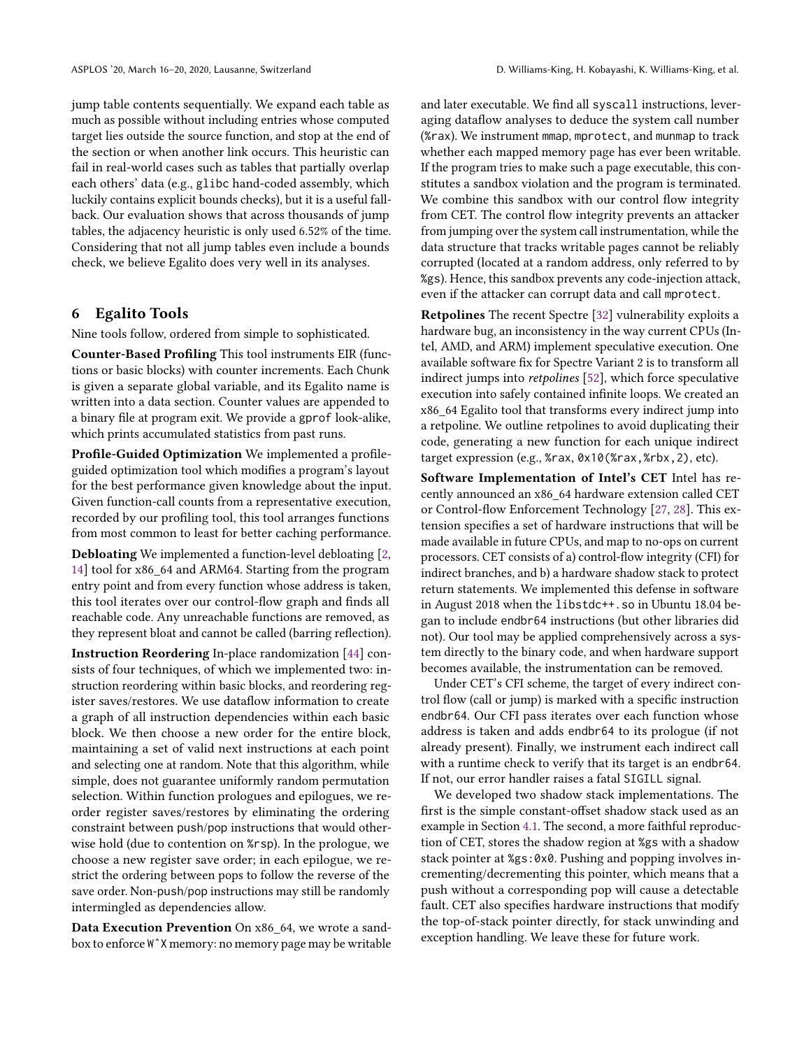jump table contents sequentially. We expand each table as much as possible without including entries whose computed target lies outside the source function, and stop at the end of the section or when another link occurs. This heuristic can fail in real-world cases such as tables that partially overlap each others' data (e.g., glibc hand-coded assembly, which luckily contains explicit bounds checks), but it is a useful fallback. Our evaluation shows that across thousands of jump tables, the adjacency heuristic is only used 6.52% of the time. Considering that not all jump tables even include a bounds check, we believe Egalito does very well in its analyses.

## 6 Egalito Tools

Nine tools follow, ordered from simple to sophisticated.

**Counter-Based Profiling** This tool instruments EIR (functions or basic blocks) with counter increments. Each Chunk is given a separate global variable, and its Egalito name is written into a data section. Counter values are appended to a binary file at program exit. We provide a gprof look-alike, which prints accumulated statistics from past runs.

**Profile-Guided Optimization** We implemented a profile-guided optimization tool which modifies a program's layout for the best performance given knowledge about the input. Given function-call counts from a representative execution, recorded by our profiling tool, this tool arranges functions from most common to least for better caching performance.

**Debloating** We implemented a function-level debloating [2, 14] tool for x86_64 and ARM64. Starting from the program entry point and from every function whose address is taken, this tool iterates over our control-flow graph and finds all reachable code. Any unreachable functions are removed, as they represent bloat and cannot be called (barring reflection).

**Instruction Reordering** In-place randomization [44] consists of four techniques, of which we implemented two: instruction reordering within basic blocks, and reordering register saves/restores. We use dataflow information to create a graph of all instruction dependencies within each basic block. We then choose a new order for the entire block, maintaining a set of valid next instructions at each point and selecting one at random. Note that this algorithm, while simple, does not guarantee uniformly random permutation selection. Within function prologues and epilogues, we reorder register saves/restores by eliminating the ordering constraint between push/pop instructions that would otherwise hold (due to contention on %rsp). In the prologue, we choose a new register save order; in each epilogue, we restrict the ordering between pops to follow the reverse of the save order. Non-push/pop instructions may still be randomly intermingled as dependencies allow.

**Data Execution Prevention** On x86_64, we wrote a sandbox to enforce W^X memory: no memory page may be writable and later executable. We find all syscall instructions, leveraging dataflow analyses to deduce the system call number (%rax). We instrument mmap, mprotect, and munmap to track whether each mapped memory page has ever been writable. If the program tries to make such a page executable, this constitutes a sandbox violation and the program is terminated. We combine this sandbox with our control flow integrity from CET. The control flow integrity prevents an attacker from jumping over the system call instrumentation, while the data structure that tracks writable pages cannot be reliably corrupted (located at a random address, only referred to by %gs). Hence, this sandbox prevents any code-injection attack, even if the attacker can corrupt data and call mprotect.

**Retpolines** The recent Spectre [32] vulnerability exploits a hardware bug, an inconsistency in the way current CPUs (Intel, AMD, and ARM) implement speculative execution. One available software fix for Spectre Variant 2 is to transform all indirect jumps into *retpolines* [52], which force speculative execution into safely contained infinite loops. We created an x86_64 Egalito tool that transforms every indirect jump into a retpoline. We outline retpolines to avoid duplicating their code, generating a new function for each unique indirect target expression (e.g., %rax, 0x10(%rax,%rbx,2), etc).

**Software Implementation of Intel's CET** Intel has recently announced an x86_64 hardware extension called CET or Control-flow Enforcement Technology [27, 28]. This extension specifies a set of hardware instructions that will be made available in future CPUs, and map to no-ops on current processors. CET consists of a) control-flow integrity (CFI) for indirect branches, and b) a hardware shadow stack to protect return statements. We implemented this defense in software in August 2018 when the libstdc++.so in Ubuntu 18.04 began to include endbr64 instructions (but other libraries did not). Our tool may be applied comprehensively across a system directly to the binary code, and when hardware support becomes available, the instrumentation can be removed.

Under CET's CFI scheme, the target of every indirect control flow (call or jump) is marked with a specific instruction endbr64. Our CFI pass iterates over each function whose address is taken and adds endbr64 to its prologue (if not already present). Finally, we instrument each indirect call with a runtime check to verify that its target is an endbr64. If not, our error handler raises a fatal SIGILL signal.

We developed two shadow stack implementations. The first is the simple constant-offset shadow stack used as an example in Section 4.1. The second, a more faithful reproduction of CET, stores the shadow region at %gs with a shadow stack pointer at %gs:0x0. Pushing and popping involves incrementing/decrementing this pointer, which means that a push without a corresponding pop will cause a detectable fault. CET also specifies hardware instructions that modify the top-of-stack pointer directly, for stack unwinding and exception handling. We leave these for future work.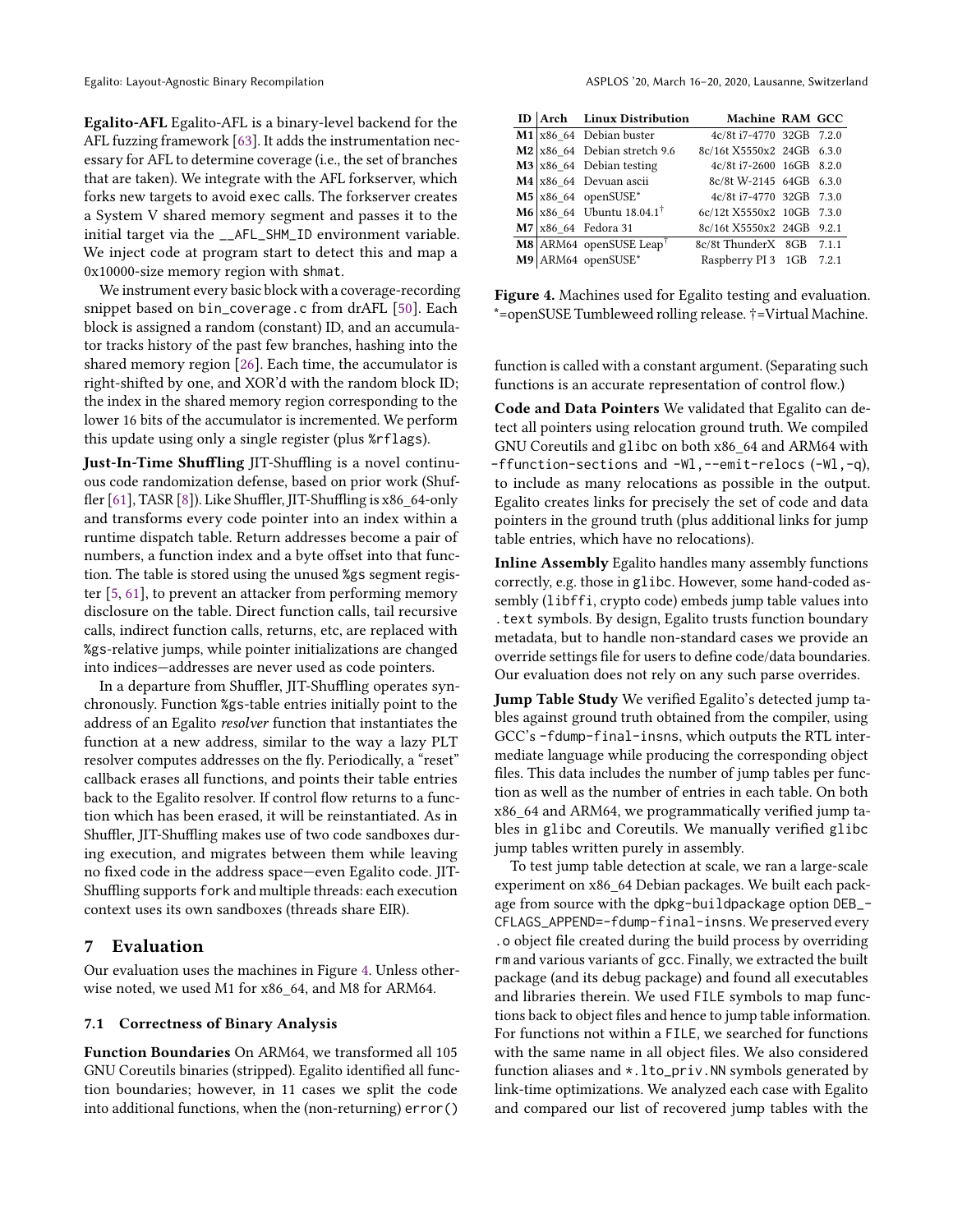**Egalito-AFL** Egalito-AFL is a binary-level backend for the AFL fuzzing framework [63]. It adds the instrumentation necessary for AFL to determine coverage (i.e., the set of branches that are taken). We integrate with the AFL forkserver, which forks new targets to avoid exec calls. The forkserver creates a System V shared memory segment and passes it to the initial target via the __AFL_SHM_ID environment variable. We inject code at program start to detect this and map a 0x10000-size memory region with shmat.

We instrument every basic block with a coverage-recording snippet based on bin_coverage.c from drAFL [50]. Each block is assigned a random (constant) ID, and an accumulator tracks history of the past few branches, hashing into the shared memory region [26]. Each time, the accumulator is right-shifted by one, and XOR'd with the random block ID; the index in the shared memory region corresponding to the lower 16 bits of the accumulator is incremented. We perform this update using only a single register (plus %rflags).

**Just-In-Time Shuffling** JIT-Shuffling is a novel continuous code randomization defense, based on prior work (Shuffler [61], TASR [8]). Like Shuffler, JIT-Shuffling is x86_64-only and transforms every code pointer into an index within a runtime dispatch table. Return addresses become a pair of numbers, a function index and a byte offset into that function. The table is stored using the unused %gs segment register [5, 61], to prevent an attacker from performing memory disclosure on the table. Direct function calls, tail recursive calls, indirect function calls, returns, etc, are replaced with %gs-relative jumps, while pointer initializations are changed into indices—addresses are never used as code pointers.

In a departure from Shuffler, JIT-Shuffling operates synchronously. Function %gs-table entries initially point to the address of an Egalito *resolver* function that instantiates the function at a new address, similar to the way a lazy PLT resolver computes addresses on the fly. Periodically, a "reset" callback erases all functions, and points their table entries back to the Egalito resolver. If control flow returns to a function which has been erased, it will be reinstantiated. As in Shuffler, JIT-Shuffling makes use of two code sandboxes during execution, and migrates between them while leaving no fixed code in the address space—even Egalito code. JIT-Shuffling supports fork and multiple threads: each execution context uses its own sandboxes (threads share EIR).

## 7 Evaluation

Our evaluation uses the machines in Figure 4. Unless otherwise noted, we used M1 for x86_64, and M8 for ARM64.

| ID | Arch | Linux Distribution | Machine | RAM | GCC |
|---|---|---|---|---|---|
| **M1** | x86_64 | Debian buster | 4c/8t i7-4770 | 32GB | 7.2.0 |
| **M2** | x86_64 | Debian stretch 9.6 | 8c/16t X5550x2 | 24GB | 6.3.0 |
| **M3** | x86_64 | Debian testing | 4c/8t i7-2600 | 16GB | 8.2.0 |
| **M4** | x86_64 | Devuan ascii | 8c/8t W-2145 | 64GB | 6.3.0 |
| **M5** | x86_64 | openSUSE* | 4c/8t i7-4770 | 32GB | 7.3.0 |
| **M6** | x86_64 | Ubuntu 18.04.1† | 6c/12t X5550x2 | 10GB | 7.3.0 |
| **M7** | x86_64 | Fedora 31 | 8c/16t X5550x2 | 24GB | 9.2.1 |
| **M8** | ARM64 | openSUSE Leap† | 8c/8t ThunderX | 8GB | 7.1.1 |
| **M9** | ARM64 | openSUSE* | Raspberry PI 3 | 1GB | 7.2.1 |

**Figure 4.** Machines used for Egalito testing and evaluation. *=openSUSE Tumbleweed rolling release. †=Virtual Machine.

### 7.1 Correctness of Binary Analysis

**Function Boundaries** On ARM64, we transformed all 105 GNU Coreutils binaries (stripped). Egalito identified all function boundaries; however, in 11 cases we split the code into additional functions, when the (non-returning) error() function is called with a constant argument. (Separating such functions is an accurate representation of control flow.)

**Code and Data Pointers** We validated that Egalito can detect all pointers using relocation ground truth. We compiled GNU Coreutils and glibc on both x86_64 and ARM64 with -ffunction-sections and -Wl,--emit-relocs (-Wl,-q), to include as many relocations as possible in the output. Egalito creates links for precisely the set of code and data pointers in the ground truth (plus additional links for jump table entries, which have no relocations).

**Inline Assembly** Egalito handles many assembly functions correctly, e.g. those in glibc. However, some hand-coded assembly (libffi, crypto code) embeds jump table values into .text symbols. By design, Egalito trusts function boundary metadata, but to handle non-standard cases we provide an override settings file for users to define code/data boundaries. Our evaluation does not rely on any such parse overrides.

**Jump Table Study** We verified Egalito's detected jump tables against ground truth obtained from the compiler, using GCC's -fdump-final-insns, which outputs the RTL intermediate language while producing the corresponding object files. This data includes the number of jump tables per function as well as the number of entries in each table. On both x86_64 and ARM64, we programmatically verified jump tables in glibc and Coreutils. We manually verified glibc jump tables written purely in assembly.

To test jump table detection at scale, we ran a large-scale experiment on x86_64 Debian packages. We built each package from source with the dpkg-buildpackage option DEB_-CFLAGS_APPEND=-fdump-final-insns. We preserved every .o object file created during the build process by overriding rm and various variants of gcc. Finally, we extracted the built package (and its debug package) and found all executables and libraries therein. We used FILE symbols to map functions back to object files and hence to jump table information. For functions not within a FILE, we searched for functions with the same name in all object files. We also considered function aliases and *.lto_priv.NN symbols generated by link-time optimizations. We analyzed each case with Egalito and compared our list of recovered jump tables with the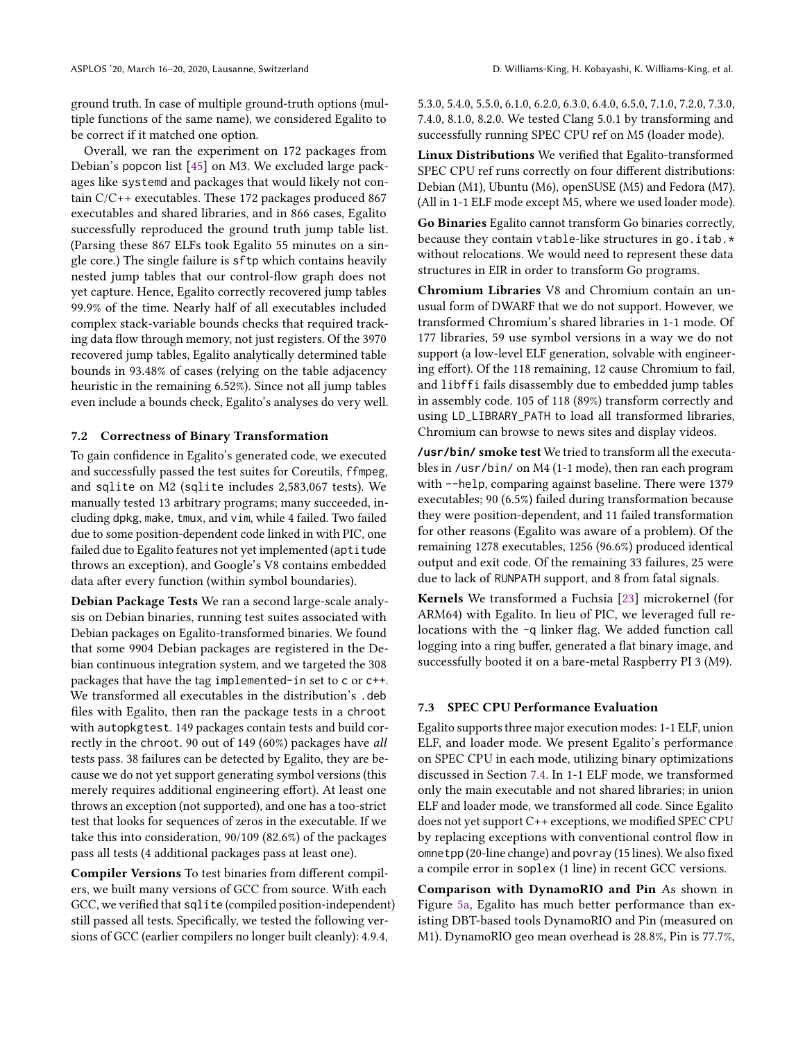ground truth. In case of multiple ground-truth options (multiple functions of the same name), we considered Egalito to be correct if it matched one option.

Overall, we ran the experiment on 172 packages from Debian's `popcon` list [45] on M3. We excluded large packages like `systemd` and packages that would likely not contain C/C++ executables. These 172 packages produced 867 executables and shared libraries, and in 866 cases, Egalito successfully reproduced the ground truth jump table list. (Parsing these 867 ELFs took Egalito 55 minutes on a single core.) The single failure is `sftp` which contains heavily nested jump tables that our control-flow graph does not yet capture. Hence, Egalito correctly recovered jump tables 99.9% of the time. Nearly half of all executables included complex stack-variable bounds checks that required tracking data flow through memory, not just registers. Of the 3970 recovered jump tables, Egalito analytically determined table bounds in 93.48% of cases (relying on the table adjacency heuristic in the remaining 6.52%). Since not all jump tables even include a bounds check, Egalito's analyses do very well.

### 7.2 Correctness of Binary Transformation

To gain confidence in Egalito's generated code, we executed and successfully passed the test suites for Coreutils, `ffmpeg`, and `sqlite` on M2 (`sqlite` includes 2,583,067 tests). We manually tested 13 arbitrary programs; many succeeded, including `dpkg`, `make`, `tmux`, and `vim`, while 4 failed. Two failed due to some position-dependent code linked in with PIC, one failed due to Egalito features not yet implemented (`aptitude` throws an exception), and Google's V8 contains embedded data after every function (within symbol boundaries).

**Debian Package Tests** We ran a second large-scale analysis on Debian binaries, running test suites associated with Debian packages on Egalito-transformed binaries. We found that some 9904 Debian packages are registered in the Debian continuous integration system, and we targeted the 308 packages that have the tag `implemented-in` set to `c` or `c++`. We transformed all executables in the distribution's `.deb` files with Egalito, then ran the package tests in a `chroot` with `autopkgtest`. 149 packages contain tests and build correctly in the `chroot`. 90 out of 149 (60%) packages have *all* tests pass. 38 failures can be detected by Egalito, they are because we do not yet support generating symbol versions (this merely requires additional engineering effort). At least one throws an exception (not supported), and one has a too-strict test that looks for sequences of zeros in the executable. If we take this into consideration, 90/109 (82.6%) of the packages pass all tests (4 additional packages pass at least one).

**Compiler Versions** To test binaries from different compilers, we built many versions of GCC from source. With each GCC, we verified that `sqlite` (compiled position-independent) still passed all tests. Specifically, we tested the following versions of GCC (earlier compilers no longer built cleanly): 4.9.4, 5.3.0, 5.4.0, 5.5.0, 6.1.0, 6.2.0, 6.3.0, 6.4.0, 6.5.0, 7.1.0, 7.2.0, 7.3.0, 7.4.0, 8.1.0, 8.2.0. We tested Clang 5.0.1 by transforming and successfully running SPEC CPU ref on M5 (loader mode).

**Linux Distributions** We verified that Egalito-transformed SPEC CPU ref runs correctly on four different distributions: Debian (M1), Ubuntu (M6), openSUSE (M5) and Fedora (M7). (All in 1-1 ELF mode except M5, where we used loader mode).

**Go Binaries** Egalito cannot transform Go binaries correctly, because they contain `vtable`-like structures in `go.itab.*` without relocations. We would need to represent these data structures in EIR in order to transform Go programs.

**Chromium Libraries** V8 and Chromium contain an unusual form of DWARF that we do not support. However, we transformed Chromium's shared libraries in 1-1 mode. Of 177 libraries, 59 use symbol versions in a way we do not support (a low-level ELF generation, solvable with engineering effort). Of the 118 remaining, 12 cause Chromium to fail, and `libffi` fails disassembly due to embedded jump tables in assembly code. 105 of 118 (89%) transform correctly and using `LD_LIBRARY_PATH` to load all transformed libraries, Chromium can browse to news sites and display videos.

**`/usr/bin/` smoke test** We tried to transform all the executables in `/usr/bin/` on M4 (1-1 mode), then ran each program with `--help`, comparing against baseline. There were 1379 executables; 90 (6.5%) failed during transformation because they were position-dependent, and 11 failed transformation for other reasons (Egalito was aware of a problem). Of the remaining 1278 executables, 1256 (96.6%) produced identical output and exit code. Of the remaining 33 failures, 25 were due to lack of RUNPATH support, and 8 from fatal signals.

**Kernels** We transformed a Fuchsia [23] microkernel (for ARM64) with Egalito. In lieu of PIC, we leveraged full relocations with the `-q` linker flag. We added function call logging into a ring buffer, generated a flat binary image, and successfully booted it on a bare-metal Raspberry PI 3 (M9).

### 7.3 SPEC CPU Performance Evaluation

Egalito supports three major execution modes: 1-1 ELF, union ELF, and loader mode. We present Egalito's performance on SPEC CPU in each mode, utilizing binary optimizations discussed in Section 7.4. In 1-1 ELF mode, we transformed only the main executable and not shared libraries; in union ELF and loader mode, we transformed all code. Since Egalito does not yet support C++ exceptions, we modified SPEC CPU by replacing exceptions with conventional control flow in `omnetpp` (20-line change) and `povray` (15 lines). We also fixed a compile error in `soplex` (1 line) in recent GCC versions.

**Comparison with DynamoRIO and Pin** As shown in Figure 5a, Egalito has much better performance than existing DBT-based tools DynamoRIO and Pin (measured on M1). DynamoRIO geo mean overhead is 28.8%, Pin is 77.7%,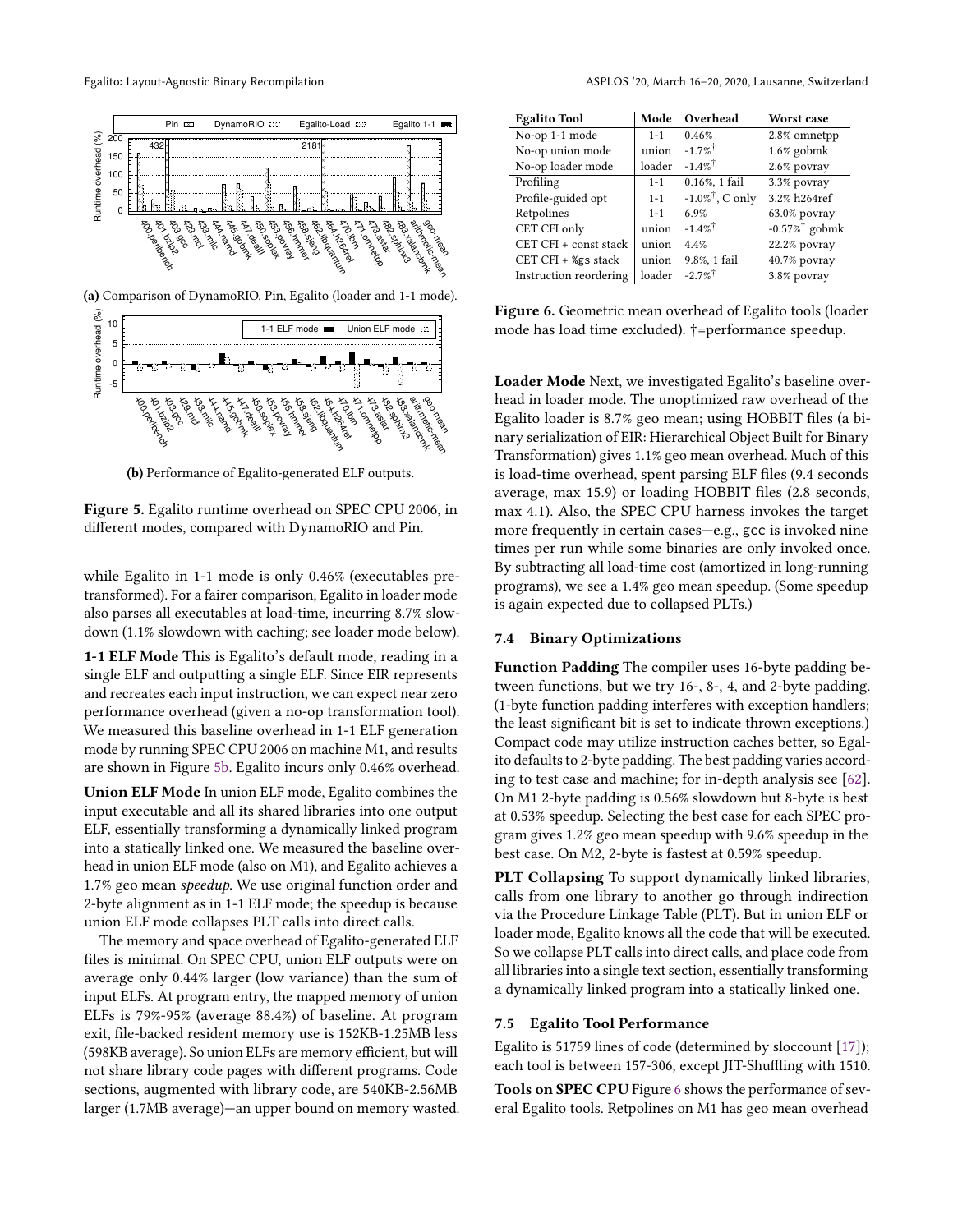(a) Comparison of DynamoRIO, Pin, Egalito (loader and 1-1 mode).

(b) Performance of Egalito-generated ELF outputs.

**Figure 5.** Egalito runtime overhead on SPEC CPU 2006, in different modes, compared with DynamoRIO and Pin.

while Egalito in 1-1 mode is only 0.46% (executables pre-transformed). For a fairer comparison, Egalito in loader mode also parses all executables at load-time, incurring 8.7% slowdown (1.1% slowdown with caching; see loader mode below).

**1-1 ELF Mode** This is Egalito's default mode, reading in a single ELF and outputting a single ELF. Since EIR represents and recreates each input instruction, we can expect near zero performance overhead (given a no-op transformation tool). We measured this baseline overhead in 1-1 ELF generation mode by running SPEC CPU 2006 on machine M1, and results are shown in Figure 5b. Egalito incurs only 0.46% overhead.

**Union ELF Mode** In union ELF mode, Egalito combines the input executable and all its shared libraries into one output ELF, essentially transforming a dynamically linked program into a statically linked one. We measured the baseline overhead in union ELF mode (also on M1), and Egalito achieves a 1.7% geo mean *speedup*. We use original function order and 2-byte alignment as in 1-1 ELF mode; the speedup is because union ELF mode collapses PLT calls into direct calls.

The memory and space overhead of Egalito-generated ELF files is minimal. On SPEC CPU, union ELF outputs were on average only 0.44% larger (low variance) than the sum of input ELFs. At program entry, the mapped memory of union ELFs is 79%-95% (average 88.4%) of baseline. At program exit, file-backed resident memory use is 152KB-1.25MB less (598KB average). So union ELFs are memory efficient, but will not share library code pages with different programs. Code sections, augmented with library code, are 540KB-2.56MB larger (1.7MB average)—an upper bound on memory wasted.

| Egalito Tool | Mode | Overhead | Worst case |
|---|---|---|---|
| No-op 1-1 mode | 1-1 | 0.46% | 2.8% omnetpp |
| No-op union mode | union | -1.7%† | 1.6% gobmk |
| No-op loader mode | loader | -1.4%† | 2.6% povray |
| Profiling | 1-1 | 0.16%, 1 fail | 3.3% povray |
| Profile-guided opt | 1-1 | -1.0%†, C only | 3.2% h264ref |
| Retpolines | 1-1 | 6.9% | 63.0% povray |
| CET CFI only | union | -1.4%† | -0.57%† gobmk |
| CET CFI + const stack | union | 4.4% | 22.2% povray |
| CET CFI + %gs stack | union | 9.8%, 1 fail | 40.7% povray |
| Instruction reordering | loader | -2.7%† | 3.8% povray |

**Figure 6.** Geometric mean overhead of Egalito tools (loader mode has load time excluded). †=performance speedup.

**Loader Mode** Next, we investigated Egalito's baseline overhead in loader mode. The unoptimized raw overhead of the Egalito loader is 8.7% geo mean; using HOBBIT files (a binary serialization of EIR: Hierarchical Object Built for Binary Transformation) gives 1.1% geo mean overhead. Much of this is load-time overhead, spent parsing ELF files (9.4 seconds average, max 15.9) or loading HOBBIT files (2.8 seconds, max 4.1). Also, the SPEC CPU harness invokes the target more frequently in certain cases—e.g., gcc is invoked nine times per run while some binaries are only invoked once. By subtracting all load-time cost (amortized in long-running programs), we see a 1.4% geo mean speedup. (Some speedup is again expected due to collapsed PLTs.)

### 7.4 Binary Optimizations

**Function Padding** The compiler uses 16-byte padding between functions, but we try 16-, 8-, 4, and 2-byte padding. (1-byte function padding interferes with exception handlers; the least significant bit is set to indicate thrown exceptions.) Compact code may utilize instruction caches better, so Egalito defaults to 2-byte padding. The best padding varies according to test case and machine; for in-depth analysis see [62]. On M1 2-byte padding is 0.56% slowdown but 8-byte is best at 0.53% speedup. Selecting the best case for each SPEC program gives 1.2% geo mean speedup with 9.6% speedup in the best case. On M2, 2-byte is fastest at 0.59% speedup.

**PLT Collapsing** To support dynamically linked libraries, calls from one library to another go through indirection via the Procedure Linkage Table (PLT). But in union ELF or loader mode, Egalito knows all the code that will be executed. So we collapse PLT calls into direct calls, and place code from all libraries into a single text section, essentially transforming a dynamically linked program into a statically linked one.

### 7.5 Egalito Tool Performance

Egalito is 51759 lines of code (determined by sloccount [17]); each tool is between 157-306, except JIT-Shuffling with 1510.

**Tools on SPEC CPU** Figure 6 shows the performance of several Egalito tools. Retpolines on M1 has geo mean overhead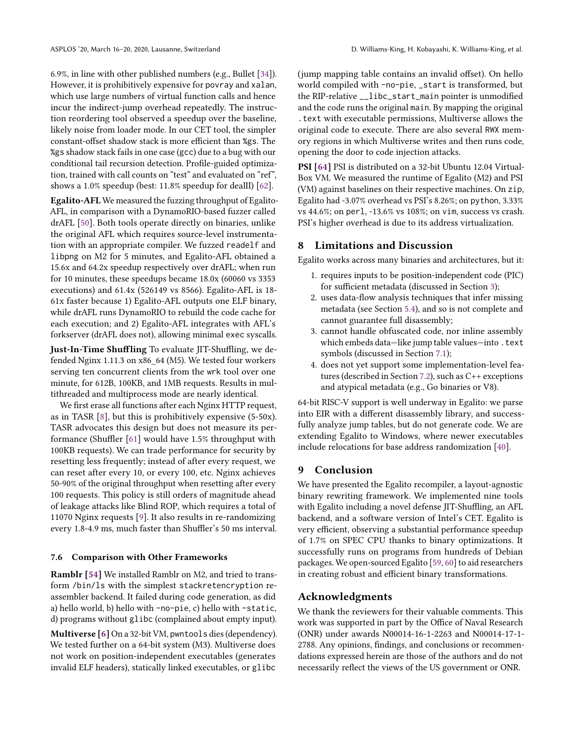6.9%, in line with other published numbers (e.g., Bullet [34]). However, it is prohibitively expensive for povray and xalan, which use large numbers of virtual function calls and hence incur the indirect-jump overhead repeatedly. The instruction reordering tool observed a speedup over the baseline, likely noise from loader mode. In our CET tool, the simpler constant-offset shadow stack is more efficient than %gs. The %gs shadow stack fails in one case (gcc) due to a bug with our conditional tail recursion detection. Profile-guided optimization, trained with call counts on "test" and evaluated on "ref", shows a 1.0% speedup (best: 11.8% speedup for dealII) [62].

**Egalito-AFL** We measured the fuzzing throughput of Egalito-AFL, in comparison with a DynamoRIO-based fuzzer called drAFL [50]. Both tools operate directly on binaries, unlike the original AFL which requires source-level instrumentation with an appropriate compiler. We fuzzed readelf and libpng on M2 for 5 minutes, and Egalito-AFL obtained a 15.6x and 64.2x speedup respectively over drAFL; when run for 10 minutes, these speedups became 18.0x (60060 vs 3353 executions) and 61.4x (526149 vs 8566). Egalito-AFL is 18-61x faster because 1) Egalito-AFL outputs one ELF binary, while drAFL runs DynamoRIO to rebuild the code cache for each execution; and 2) Egalito-AFL integrates with AFL's forkserver (drAFL does not), allowing minimal exec syscalls.

**Just-In-Time Shuffling** To evaluate JIT-Shuffling, we defended Nginx 1.11.3 on x86_64 (M5). We tested four workers serving ten concurrent clients from the wrk tool over one minute, for 612B, 100KB, and 1MB requests. Results in multithreaded and multiprocess mode are nearly identical.

We first erase all functions after each Nginx HTTP request, as in TASR [8], but this is prohibitively expensive (5-50x). TASR advocates this design but does not measure its performance (Shuffler [61] would have 1.5% throughput with 100KB requests). We can trade performance for security by resetting less frequently; instead of after every request, we can reset after every 10, or every 100, etc. Nginx achieves 50-90% of the original throughput when resetting after every 100 requests. This policy is still orders of magnitude ahead of leakage attacks like Blind ROP, which requires a total of 11070 Nginx requests [9]. It also results in re-randomizing every 1.8-4.9 ms, much faster than Shuffler's 50 ms interval.

### 7.6 Comparison with Other Frameworks

**Ramblr [54]** We installed Ramblr on M2, and tried to transform /bin/ls with the simplest stackretencryption reassembler backend. It failed during code generation, as did a) hello world, b) hello with -no-pie, c) hello with -static, d) programs without glibc (complained about empty input).

**Multiverse [6]** On a 32-bit VM, pwntools dies (dependency). We tested further on a 64-bit system (M3). Multiverse does not work on position-independent executables (generates invalid ELF headers), statically linked executables, or glibc (jump mapping table contains an invalid offset). On hello world compiled with -no-pie, _start is transformed, but the RIP-relative __libc_start_main pointer is unmodified and the code runs the original main. By mapping the original .text with executable permissions, Multiverse allows the original code to execute. There are also several RWX memory regions in which Multiverse writes and then runs code, opening the door to code injection attacks.

**PSI [64]** PSI is distributed on a 32-bit Ubuntu 12.04 VirtualBox VM. We measured the runtime of Egalito (M2) and PSI (VM) against baselines on their respective machines. On zip, Egalito had -3.07% overhead vs PSI's 8.26%; on python, 3.33% vs 44.6%; on perl, -13.6% vs 108%; on vim, success vs crash. PSI's higher overhead is due to its address virtualization.

## 8 Limitations and Discussion

Egalito works across many binaries and architectures, but it:

1. requires inputs to be position-independent code (PIC) for sufficient metadata (discussed in Section 3);
2. uses data-flow analysis techniques that infer missing metadata (see Section 5.4), and so is not complete and cannot guarantee full disassembly;
3. cannot handle obfuscated code, nor inline assembly which embeds data—like jump table values—into .text symbols (discussed in Section 7.1);
4. does not yet support some implementation-level features (described in Section 7.2), such as C++ exceptions and atypical metadata (e.g., Go binaries or V8).

64-bit RISC-V support is well underway in Egalito: we parse into EIR with a different disassembly library, and successfully analyze jump tables, but do not generate code. We are extending Egalito to Windows, where newer executables include relocations for base address randomization [40].

## 9 Conclusion

We have presented the Egalito recompiler, a layout-agnostic binary rewriting framework. We implemented nine tools with Egalito including a novel defense JIT-Shuffling, an AFL backend, and a software version of Intel's CET. Egalito is very efficient, observing a substantial performance speedup of 1.7% on SPEC CPU thanks to binary optimizations. It successfully runs on programs from hundreds of Debian packages. We open-sourced Egalito [59, 60] to aid researchers in creating robust and efficient binary transformations.

## Acknowledgments

We thank the reviewers for their valuable comments. This work was supported in part by the Office of Naval Research (ONR) under awards N00014-16-1-2263 and N00014-17-1-2788. Any opinions, findings, and conclusions or recommendations expressed herein are those of the authors and do not necessarily reflect the views of the US government or ONR.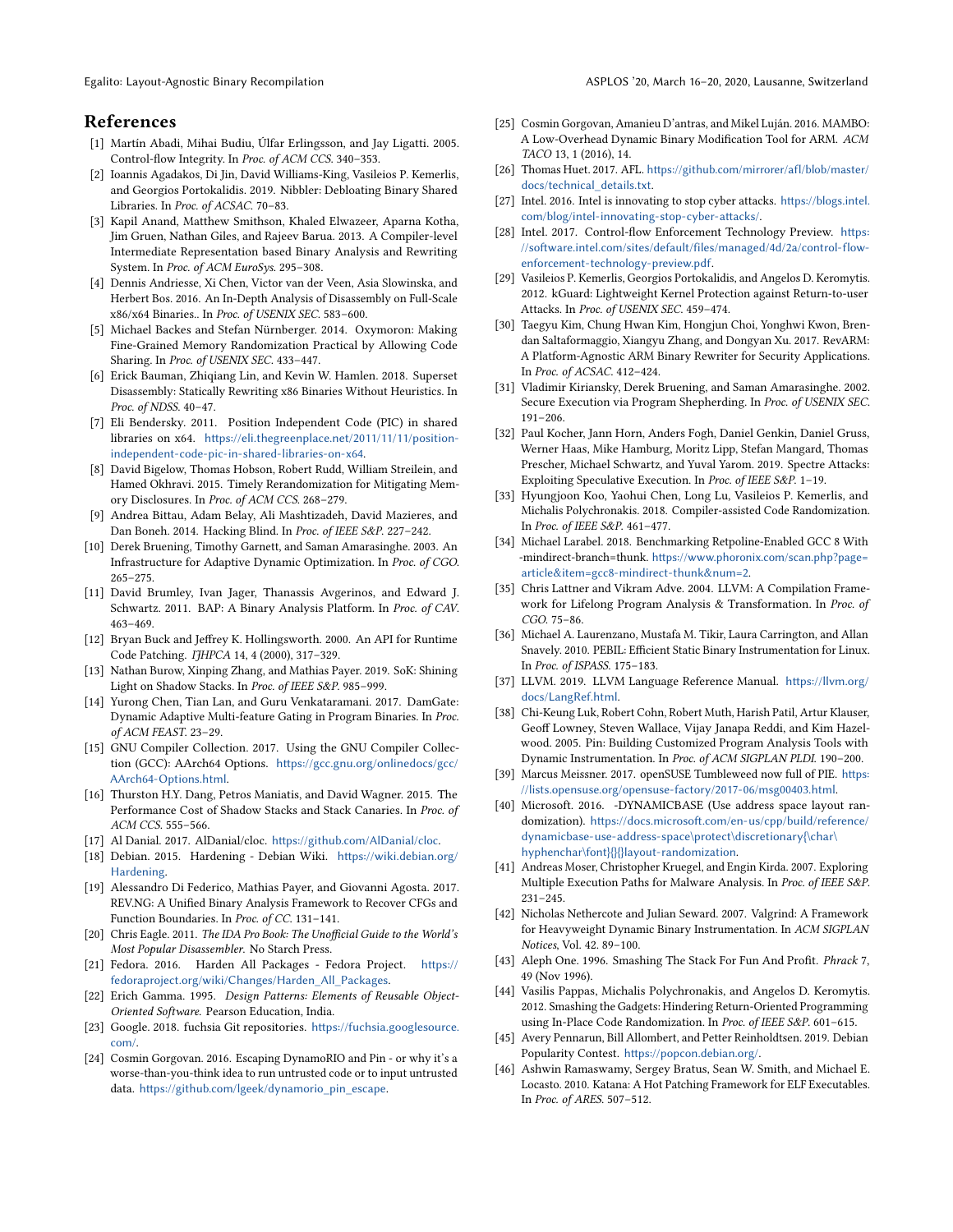# References

[1] Martín Abadi, Mihai Budiu, Úlfar Erlingsson, and Jay Ligatti. 2005. Control-flow Integrity. In *Proc. of ACM CCS*. 340–353.

[2] Ioannis Agadakos, Di Jin, David Williams-King, Vasileios P. Kemerlis, and Georgios Portokalidis. 2019. Nibbler: Debloating Binary Shared Libraries. In *Proc. of ACSAC*. 70–83.

[3] Kapil Anand, Matthew Smithson, Khaled Elwazeer, Aparna Kotha, Jim Gruen, Nathan Giles, and Rajeev Barua. 2013. A Compiler-level Intermediate Representation based Binary Analysis and Rewriting System. In *Proc. of ACM EuroSys*. 295–308.

[4] Dennis Andriesse, Xi Chen, Victor van der Veen, Asia Slowinska, and Herbert Bos. 2016. An In-Depth Analysis of Disassembly on Full-Scale x86/x64 Binaries.. In *Proc. of USENIX SEC*. 583–600.

[5] Michael Backes and Stefan Nürnberger. 2014. Oxymoron: Making Fine-Grained Memory Randomization Practical by Allowing Code Sharing. In *Proc. of USENIX SEC*. 433–447.

[6] Erick Bauman, Zhiqiang Lin, and Kevin W. Hamlen. 2018. Superset Disassembly: Statically Rewriting x86 Binaries Without Heuristics. In *Proc. of NDSS*. 40–47.

[7] Eli Bendersky. 2011. Position Independent Code (PIC) in shared libraries on x64. https://eli.thegreenplace.net/2011/11/11/position-independent-code-pic-in-shared-libraries-on-x64.

[8] David Bigelow, Thomas Hobson, Robert Rudd, William Streilein, and Hamed Okhravi. 2015. Timely Rerandomization for Mitigating Memory Disclosures. In *Proc. of ACM CCS*. 268–279.

[9] Andrea Bittau, Adam Belay, Ali Mashtizadeh, David Mazieres, and Dan Boneh. 2014. Hacking Blind. In *Proc. of IEEE S&P*. 227–242.

[10] Derek Bruening, Timothy Garnett, and Saman Amarasinghe. 2003. An Infrastructure for Adaptive Dynamic Optimization. In *Proc. of CGO*. 265–275.

[11] David Brumley, Ivan Jager, Thanassis Avgerinos, and Edward J. Schwartz. 2011. BAP: A Binary Analysis Platform. In *Proc. of CAV*. 463–469.

[12] Bryan Buck and Jeffrey K. Hollingsworth. 2000. An API for Runtime Code Patching. *IJHPCA* 14, 4 (2000), 317–329.

[13] Nathan Burow, Xinping Zhang, and Mathias Payer. 2019. SoK: Shining Light on Shadow Stacks. In *Proc. of IEEE S&P*. 985–999.

[14] Yurong Chen, Tian Lan, and Guru Venkataramani. 2017. DamGate: Dynamic Adaptive Multi-feature Gating in Program Binaries. In *Proc. of ACM FEAST*. 23–29.

[15] GNU Compiler Collection. 2017. Using the GNU Compiler Collection (GCC): AArch64 Options. https://gcc.gnu.org/onlinedocs/gcc/AArch64-Options.html.

[16] Thurston H.Y. Dang, Petros Maniatis, and David Wagner. 2015. The Performance Cost of Shadow Stacks and Stack Canaries. In *Proc. of ACM CCS*. 555–566.

[17] Al Danial. 2017. AlDanial/cloc. https://github.com/AlDanial/cloc.

[18] Debian. 2015. Hardening - Debian Wiki. https://wiki.debian.org/Hardening.

[19] Alessandro Di Federico, Mathias Payer, and Giovanni Agosta. 2017. REV.NG: A Unified Binary Analysis Framework to Recover CFGs and Function Boundaries. In *Proc. of CC*. 131–141.

[20] Chris Eagle. 2011. *The IDA Pro Book: The Unofficial Guide to the World's Most Popular Disassembler.* No Starch Press.

[21] Fedora. 2016. Harden All Packages - Fedora Project. https://fedoraproject.org/wiki/Changes/Harden_All_Packages.

[22] Erich Gamma. 1995. *Design Patterns: Elements of Reusable Object-Oriented Software.* Pearson Education, India.

[23] Google. 2018. fuchsia Git repositories. https://fuchsia.googlesource.com/.

[24] Cosmin Gorgovan. 2016. Escaping DynamoRIO and Pin - or why it's a worse-than-you-think idea to run untrusted code or to input untrusted data. https://github.com/lgeek/dynamorio_pin_escape.

[25] Cosmin Gorgovan, Amanieu D'antras, and Mikel Luján. 2016. MAMBO: A Low-Overhead Dynamic Binary Modification Tool for ARM. *ACM TACO* 13, 1 (2016), 14.

[26] Thomas Huet. 2017. AFL. https://github.com/mirrorer/afl/blob/master/docs/technical_details.txt.

[27] Intel. 2016. Intel is innovating to stop cyber attacks. https://blogs.intel.com/blog/intel-innovating-stop-cyber-attacks/.

[28] Intel. 2017. Control-flow Enforcement Technology Preview. https://software.intel.com/sites/default/files/managed/4d/2a/control-flow-enforcement-technology-preview.pdf.

[29] Vasileios P. Kemerlis, Georgios Portokalidis, and Angelos D. Keromytis. 2012. kGuard: Lightweight Kernel Protection against Return-to-user Attacks. In *Proc. of USENIX SEC*. 459–474.

[30] Taegyu Kim, Chung Hwan Kim, Hongjun Choi, Yonghwi Kwon, Brendan Saltaformaggio, Xiangyu Zhang, and Dongyan Xu. 2017. RevARM: A Platform-Agnostic ARM Binary Rewriter for Security Applications. In *Proc. of ACSAC*. 412–424.

[31] Vladimir Kiriansky, Derek Bruening, and Saman Amarasinghe. 2002. Secure Execution via Program Shepherding. In *Proc. of USENIX SEC*. 191–206.

[32] Paul Kocher, Jann Horn, Anders Fogh, Daniel Genkin, Daniel Gruss, Werner Haas, Mike Hamburg, Moritz Lipp, Stefan Mangard, Thomas Prescher, Michael Schwartz, and Yuval Yarom. 2019. Spectre Attacks: Exploiting Speculative Execution. In *Proc. of IEEE S&P*. 1–19.

[33] Hyungjoon Koo, Yaohui Chen, Long Lu, Vasileios P. Kemerlis, and Michalis Polychronakis. 2018. Compiler-assisted Code Randomization. In *Proc. of IEEE S&P*. 461–477.

[34] Michael Larabel. 2018. Benchmarking Retpoline-Enabled GCC 8 With -mindirect-branch=thunk. https://www.phoronix.com/scan.php?page=article&item=gcc8-mindirect-thunk&num=2.

[35] Chris Lattner and Vikram Adve. 2004. LLVM: A Compilation Framework for Lifelong Program Analysis & Transformation. In *Proc. of CGO*. 75–86.

[36] Michael A. Laurenzano, Mustafa M. Tikir, Laura Carrington, and Allan Snavely. 2010. PEBIL: Efficient Static Binary Instrumentation for Linux. In *Proc. of ISPASS*. 175–183.

[37] LLVM. 2019. LLVM Language Reference Manual. https://llvm.org/docs/LangRef.html.

[38] Chi-Keung Luk, Robert Cohn, Robert Muth, Harish Patil, Artur Klauser, Geoff Lowney, Steven Wallace, Vijay Janapa Reddi, and Kim Hazelwood. 2005. Pin: Building Customized Program Analysis Tools with Dynamic Instrumentation. In *Proc. of ACM SIGPLAN PLDI*. 190–200.

[39] Marcus Meissner. 2017. openSUSE Tumbleweed now full of PIE. https://lists.opensuse.org/opensuse-factory/2017-06/msg00403.html.

[40] Microsoft. 2016. -DYNAMICBASE (Use address space layout randomization). https://docs.microsoft.com/en-us/cpp/build/reference/dynamicbase-use-address-space\protect\discretionary{\char\hyphenchar\font}{}{}layout-randomization.

[41] Andreas Moser, Christopher Kruegel, and Engin Kirda. 2007. Exploring Multiple Execution Paths for Malware Analysis. In *Proc. of IEEE S&P*. 231–245.

[42] Nicholas Nethercote and Julian Seward. 2007. Valgrind: A Framework for Heavyweight Dynamic Binary Instrumentation. In *ACM SIGPLAN Notices*, Vol. 42. 89–100.

[43] Aleph One. 1996. Smashing The Stack For Fun And Profit. *Phrack* 7, 49 (Nov 1996).

[44] Vasilis Pappas, Michalis Polychronakis, and Angelos D. Keromytis. 2012. Smashing the Gadgets: Hindering Return-Oriented Programming using In-Place Code Randomization. In *Proc. of IEEE S&P*. 601–615.

[45] Avery Pennarun, Bill Allombert, and Petter Reinholdtsen. 2019. Debian Popularity Contest. https://popcon.debian.org/.

[46] Ashwin Ramaswamy, Sergey Bratus, Sean W. Smith, and Michael E. Locasto. 2010. Katana: A Hot Patching Framework for ELF Executables. In *Proc. of ARES*. 507–512.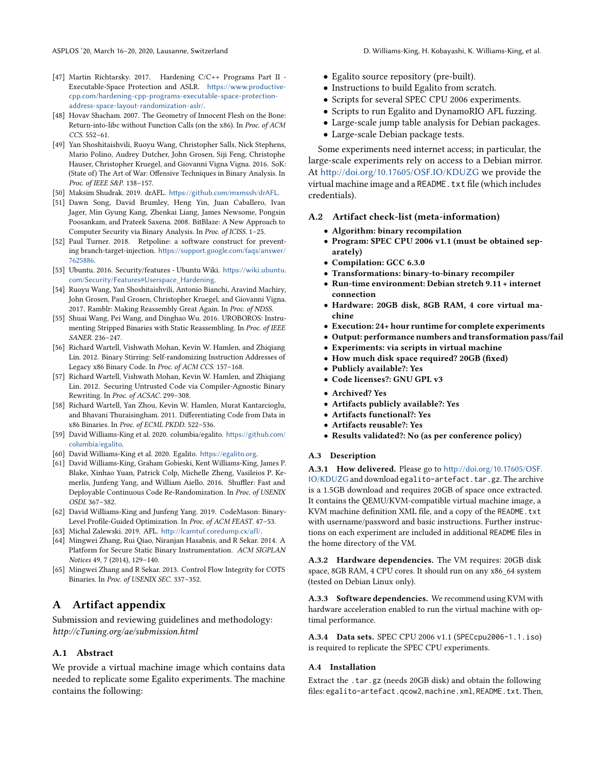[47] Martin Richtarsky. 2017. Hardening C/C++ Programs Part II - Executable-Space Protection and ASLR. https://www.productive-cpp.com/hardening-cpp-programs-executable-space-protection-address-space-layout-randomization-aslr/.

[48] Hovav Shacham. 2007. The Geometry of Innocent Flesh on the Bone: Return-into-libc without Function Calls (on the x86). In *Proc. of ACM CCS*. 552–61.

[49] Yan Shoshitaishvili, Ruoyu Wang, Christopher Salls, Nick Stephens, Mario Polino, Audrey Dutcher, John Grosen, Siji Feng, Christophe Hauser, Christopher Kruegel, and Giovanni Vigna Vigna. 2016. SoK: (State of) The Art of War: Offensive Techniques in Binary Analysis. In *Proc. of IEEE S&P*. 138–157.

[50] Maksim Shudrak. 2019. drAFL. https://github.com/mxmssh/drAFL.

[51] Dawn Song, David Brumley, Heng Yin, Juan Caballero, Ivan Jager, Min Gyung Kang, Zhenkai Liang, James Newsome, Pongsin Poosankam, and Prateek Saxena. 2008. BitBlaze: A New Approach to Computer Security via Binary Analysis. In *Proc. of ICISS*. 1–25.

[52] Paul Turner. 2018. Retpoline: a software construct for preventing branch-target-injection. https://support.google.com/faqs/answer/7625886.

[53] Ubuntu. 2016. Security/features - Ubuntu Wiki. https://wiki.ubuntu.com/Security/Features#Userspace_Hardening.

[54] Ruoyu Wang, Yan Shoshitaishvili, Antonio Bianchi, Aravind Machiry, John Grosen, Paul Grosen, Christopher Kruegel, and Giovanni Vigna. 2017. Ramblr: Making Reassembly Great Again. In *Proc. of NDSS*.

[55] Shuai Wang, Pei Wang, and Dinghao Wu. 2016. UROBOROS: Instrumenting Stripped Binaries with Static Reassembling. In *Proc. of IEEE SANER*. 236–247.

[56] Richard Wartell, Vishwath Mohan, Kevin W. Hamlen, and Zhiqiang Lin. 2012. Binary Stirring: Self-randomizing Instruction Addresses of Legacy x86 Binary Code. In *Proc. of ACM CCS*. 157–168.

[57] Richard Wartell, Vishwath Mohan, Kevin W. Hamlen, and Zhiqiang Lin. 2012. Securing Untrusted Code via Compiler-Agnostic Binary Rewriting. In *Proc. of ACSAC*. 299–308.

[58] Richard Wartell, Yan Zhou, Kevin W. Hamlen, Murat Kantarcioglu, and Bhavani Thuraisingham. 2011. Differentiating Code from Data in x86 Binaries. In *Proc. of ECML PKDD*. 522–536.

[59] David Williams-King et al. 2020. columbia/egalito. https://github.com/columbia/egalito.

[60] David Williams-King et al. 2020. Egalito. https://egalito.org.

[61] David Williams-King, Graham Gobieski, Kent Williams-King, James P. Blake, Xinhao Yuan, Patrick Colp, Michelle Zheng, Vasileios P. Kemerlis, Junfeng Yang, and William Aiello. 2016. Shuffler: Fast and Deployable Continuous Code Re-Randomization. In *Proc. of USENIX OSDI*. 367–382.

[62] David Williams-King and Junfeng Yang. 2019. CodeMason: Binary-Level Profile-Guided Optimization. In *Proc. of ACM FEAST*. 47–53.

[63] Michal Zalewski. 2019. AFL. http://lcamtuf.coredump.cx/afl/.

[64] Mingwei Zhang, Rui Qiao, Niranjan Hasabnis, and R Sekar. 2014. A Platform for Secure Static Binary Instrumentation. *ACM SIGPLAN Notices* 49, 7 (2014), 129–140.

[65] Mingwei Zhang and R Sekar. 2013. Control Flow Integrity for COTS Binaries. In *Proc. of USENIX SEC*. 337–352.

# A Artifact appendix

Submission and reviewing guidelines and methodology: *http://cTuning.org/ae/submission.html*

## A.1 Abstract

We provide a virtual machine image which contains data needed to replicate some Egalito experiments. The machine contains the following:

- Egalito source repository (pre-built).
- Instructions to build Egalito from scratch.
- Scripts for several SPEC CPU 2006 experiments.
- Scripts to run Egalito and DynamoRIO AFL fuzzing.
- Large-scale jump table analysis for Debian packages.
- Large-scale Debian package tests.

Some experiments need internet access; in particular, the large-scale experiments rely on access to a Debian mirror. At http://doi.org/10.17605/OSF.IO/KDUZG we provide the virtual machine image and a `README.txt` file (which includes credentials).

## A.2 Artifact check-list (meta-information)

- **Algorithm: binary recompilation**
- **Program: SPEC CPU 2006 v1.1 (must be obtained separately)**
- **Compilation: GCC 6.3.0**
- **Transformations: binary-to-binary recompiler**
- **Run-time environment: Debian stretch 9.11 + internet connection**
- **Hardware: 20GB disk, 8GB RAM, 4 core virtual machine**
- **Execution: 24+ hour runtime for complete experiments**
- **Output: performance numbers and transformation pass/fail**
- **Experiments: via scripts in virtual machine**
- **How much disk space required? 20GB (fixed)**
- **Publicly available?: Yes**
- **Code licenses?: GNU GPL v3**
- **Archived? Yes**
- **Artifacts publicly available?: Yes**
- **Artifacts functional?: Yes**
- **Artifacts reusable?: Yes**
- **Results validated?: No (as per conference policy)**

## A.3 Description

**A.3.1 How delivered.** Please go to http://doi.org/10.17605/OSF.IO/KDUZG and download `egalito-artefact.tar.gz`. The archive is a 1.5GB download and requires 20GB of space once extracted. It contains the QEMU/KVM-compatible virtual machine image, a KVM machine definition XML file, and a copy of the `README.txt` with username/password and basic instructions. Further instructions on each experiment are included in additional `README` files in the home directory of the VM.

**A.3.2 Hardware dependencies.** The VM requires: 20GB disk space, 8GB RAM, 4 CPU cores. It should run on any x86_64 system (tested on Debian Linux only).

**A.3.3 Software dependencies.** We recommend using KVM with hardware acceleration enabled to run the virtual machine with optimal performance.

**A.3.4 Data sets.** SPEC CPU 2006 v1.1 (`SPECcpu2006-1.1.iso`) is required to replicate the SPEC CPU experiments.

## A.4 Installation

Extract the `.tar.gz` (needs 20GB disk) and obtain the following files: `egalito-artefact.qcow2`, `machine.xml`, `README.txt`. Then,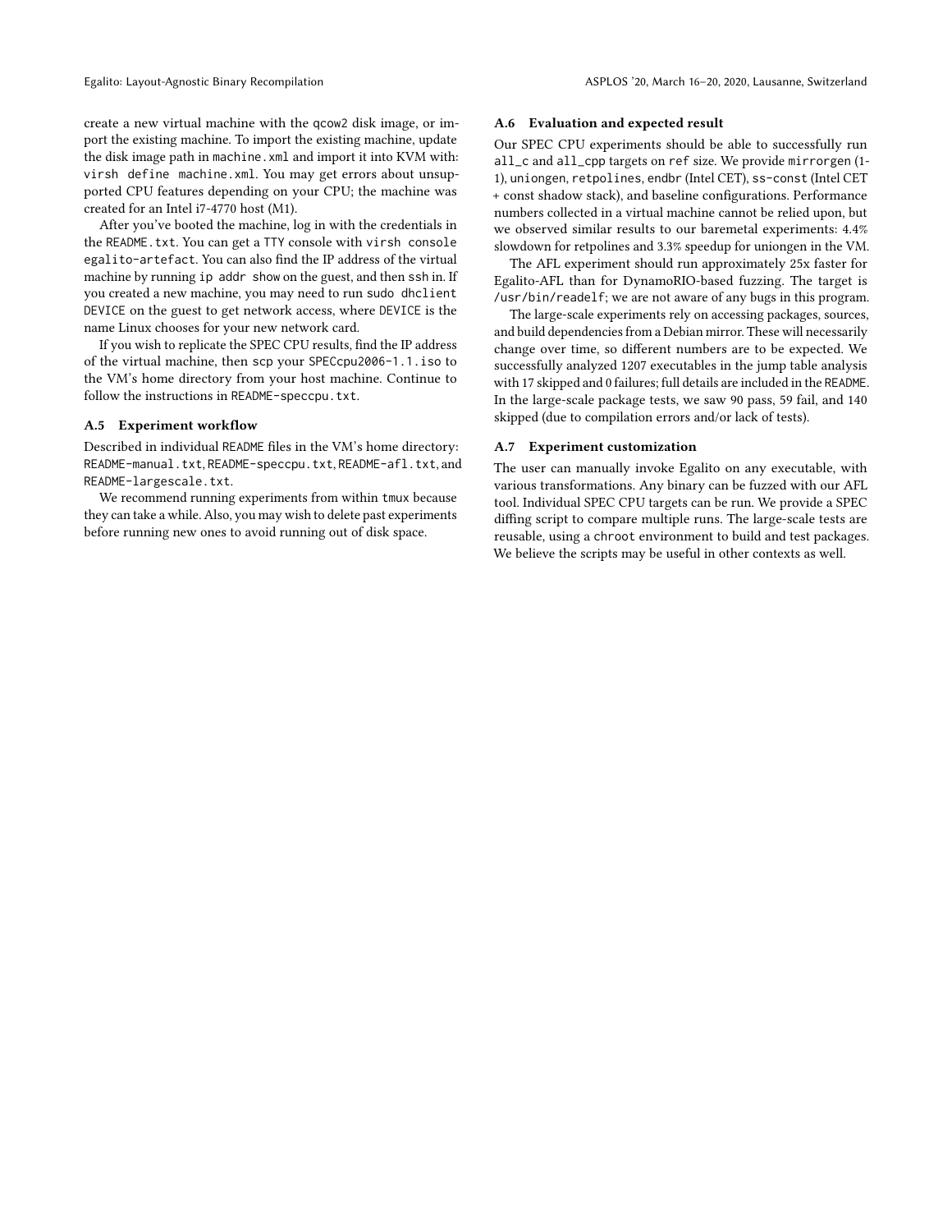create a new virtual machine with the qcow2 disk image, or import the existing machine. To import the existing machine, update the disk image path in machine.xml and import it into KVM with: virsh define machine.xml. You may get errors about unsupported CPU features depending on your CPU; the machine was created for an Intel i7-4770 host (M1).

After you've booted the machine, log in with the credentials in the README.txt. You can get a TTY console with virsh console egalito-artefact. You can also find the IP address of the virtual machine by running ip addr show on the guest, and then ssh in. If you created a new machine, you may need to run sudo dhclient DEVICE on the guest to get network access, where DEVICE is the name Linux chooses for your new network card.

If you wish to replicate the SPEC CPU results, find the IP address of the virtual machine, then scp your SPECcpu2006-1.1.iso to the VM's home directory from your host machine. Continue to follow the instructions in README-speccpu.txt.

### A.5 Experiment workflow

Described in individual README files in the VM's home directory: README-manual.txt, README-speccpu.txt, README-afl.txt, and README-largescale.txt.

We recommend running experiments from within tmux because they can take a while. Also, you may wish to delete past experiments before running new ones to avoid running out of disk space.

### A.6 Evaluation and expected result

Our SPEC CPU experiments should be able to successfully run all_c and all_cpp targets on ref size. We provide mirrorgen (1-1), uniongen, retpolines, endbr (Intel CET), ss-const (Intel CET + const shadow stack), and baseline configurations. Performance numbers collected in a virtual machine cannot be relied upon, but we observed similar results to our baremetal experiments: 4.4% slowdown for retpolines and 3.3% speedup for uniongen in the VM.

The AFL experiment should run approximately 25x faster for Egalito-AFL than for DynamoRIO-based fuzzing. The target is /usr/bin/readelf; we are not aware of any bugs in this program.

The large-scale experiments rely on accessing packages, sources, and build dependencies from a Debian mirror. These will necessarily change over time, so different numbers are to be expected. We successfully analyzed 1207 executables in the jump table analysis with 17 skipped and 0 failures; full details are included in the README. In the large-scale package tests, we saw 90 pass, 59 fail, and 140 skipped (due to compilation errors and/or lack of tests).

### A.7 Experiment customization

The user can manually invoke Egalito on any executable, with various transformations. Any binary can be fuzzed with our AFL tool. Individual SPEC CPU targets can be run. We provide a SPEC diffing script to compare multiple runs. The large-scale tests are reusable, using a chroot environment to build and test packages. We believe the scripts may be useful in other contexts as well.